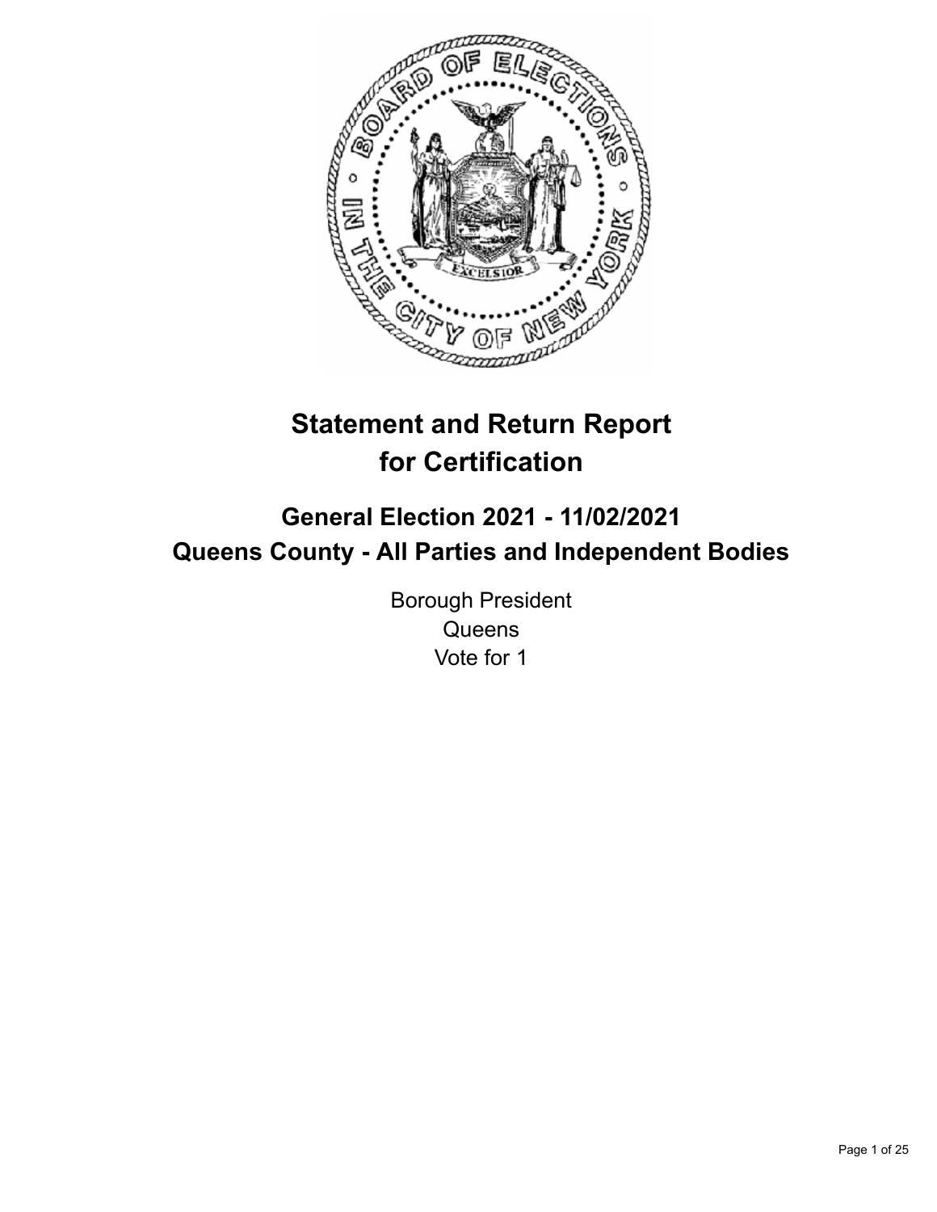# Statement and Return Report for Certification

## General Election 2021 - 11/02/2021
## Queens County - All Parties and Independent Bodies

Borough President
Queens
Vote for 1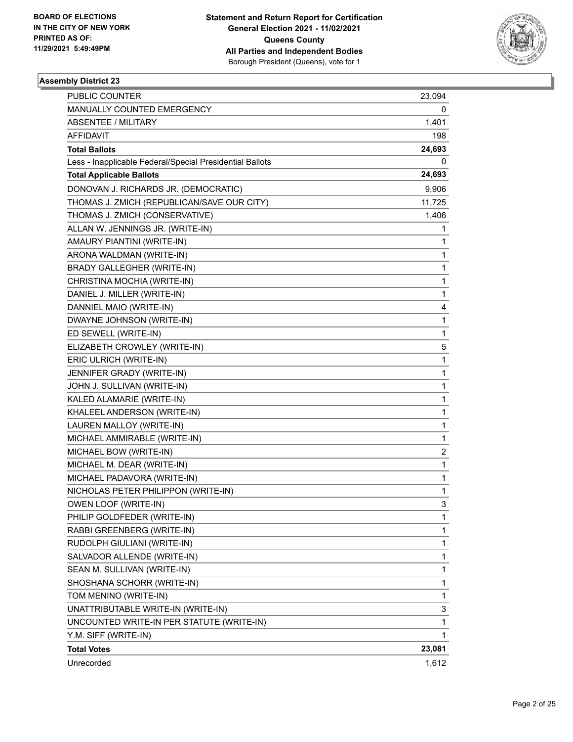**BOARD OF ELECTIONS IN THE CITY OF NEW YORK PRINTED AS OF: 11/29/2021 5:49:49PM**

**Statement and Return Report for Certification General Election 2021 - 11/02/2021 Queens County All Parties and Independent Bodies** Borough President (Queens), vote for 1

### Assembly District 23

| | |
|---|---|
| PUBLIC COUNTER | 23,094 |
| MANUALLY COUNTED EMERGENCY | 0 |
| ABSENTEE / MILITARY | 1,401 |
| AFFIDAVIT | 198 |
| **Total Ballots** | **24,693** |
| Less - Inapplicable Federal/Special Presidential Ballots | 0 |
| **Total Applicable Ballots** | **24,693** |
| DONOVAN J. RICHARDS JR. (DEMOCRATIC) | 9,906 |
| THOMAS J. ZMICH (REPUBLICAN/SAVE OUR CITY) | 11,725 |
| THOMAS J. ZMICH (CONSERVATIVE) | 1,406 |
| ALLAN W. JENNINGS JR. (WRITE-IN) | 1 |
| AMAURY PIANTINI (WRITE-IN) | 1 |
| ARONA WALDMAN (WRITE-IN) | 1 |
| BRADY GALLEGHER (WRITE-IN) | 1 |
| CHRISTINA MOCHIA (WRITE-IN) | 1 |
| DANIEL J. MILLER (WRITE-IN) | 1 |
| DANNIEL MAIO (WRITE-IN) | 4 |
| DWAYNE JOHNSON (WRITE-IN) | 1 |
| ED SEWELL (WRITE-IN) | 1 |
| ELIZABETH CROWLEY (WRITE-IN) | 5 |
| ERIC ULRICH (WRITE-IN) | 1 |
| JENNIFER GRADY (WRITE-IN) | 1 |
| JOHN J. SULLIVAN (WRITE-IN) | 1 |
| KALED ALAMARIE (WRITE-IN) | 1 |
| KHALEEL ANDERSON (WRITE-IN) | 1 |
| LAUREN MALLOY (WRITE-IN) | 1 |
| MICHAEL AMMIRABLE (WRITE-IN) | 1 |
| MICHAEL BOW (WRITE-IN) | 2 |
| MICHAEL M. DEAR (WRITE-IN) | 1 |
| MICHAEL PADAVORA (WRITE-IN) | 1 |
| NICHOLAS PETER PHILIPPON (WRITE-IN) | 1 |
| OWEN LOOF (WRITE-IN) | 3 |
| PHILIP GOLDFEDER (WRITE-IN) | 1 |
| RABBI GREENBERG (WRITE-IN) | 1 |
| RUDOLPH GIULIANI (WRITE-IN) | 1 |
| SALVADOR ALLENDE (WRITE-IN) | 1 |
| SEAN M. SULLIVAN (WRITE-IN) | 1 |
| SHOSHANA SCHORR (WRITE-IN) | 1 |
| TOM MENINO (WRITE-IN) | 1 |
| UNATTRIBUTABLE WRITE-IN (WRITE-IN) | 3 |
| UNCOUNTED WRITE-IN PER STATUTE (WRITE-IN) | 1 |
| Y.M. SIFF (WRITE-IN) | 1 |
| **Total Votes** | **23,081** |
| Unrecorded | 1,612 |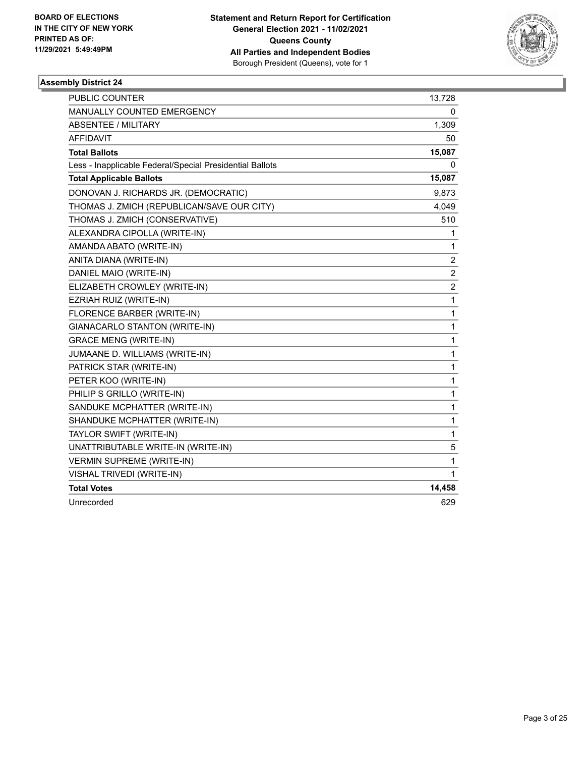BOARD OF ELECTIONS
IN THE CITY OF NEW YORK
PRINTED AS OF:
11/29/2021 5:49:49PM

**Statement and Return Report for Certification**
**General Election 2021 - 11/02/2021**
**Queens County**
**All Parties and Independent Bodies**
Borough President (Queens), vote for 1

### Assembly District 24

| | |
|---|---|
| PUBLIC COUNTER | 13,728 |
| MANUALLY COUNTED EMERGENCY | 0 |
| ABSENTEE / MILITARY | 1,309 |
| AFFIDAVIT | 50 |
| **Total Ballots** | **15,087** |
| Less - Inapplicable Federal/Special Presidential Ballots | 0 |
| **Total Applicable Ballots** | **15,087** |
| DONOVAN J. RICHARDS JR. (DEMOCRATIC) | 9,873 |
| THOMAS J. ZMICH (REPUBLICAN/SAVE OUR CITY) | 4,049 |
| THOMAS J. ZMICH (CONSERVATIVE) | 510 |
| ALEXANDRA CIPOLLA (WRITE-IN) | 1 |
| AMANDA ABATO (WRITE-IN) | 1 |
| ANITA DIANA (WRITE-IN) | 2 |
| DANIEL MAIO (WRITE-IN) | 2 |
| ELIZABETH CROWLEY (WRITE-IN) | 2 |
| EZRIAH RUIZ (WRITE-IN) | 1 |
| FLORENCE BARBER (WRITE-IN) | 1 |
| GIANACARLO STANTON (WRITE-IN) | 1 |
| GRACE MENG (WRITE-IN) | 1 |
| JUMAANE D. WILLIAMS (WRITE-IN) | 1 |
| PATRICK STAR (WRITE-IN) | 1 |
| PETER KOO (WRITE-IN) | 1 |
| PHILIP S GRILLO (WRITE-IN) | 1 |
| SANDUKE MCPHATTER (WRITE-IN) | 1 |
| SHANDUKE MCPHATTER (WRITE-IN) | 1 |
| TAYLOR SWIFT (WRITE-IN) | 1 |
| UNATTRIBUTABLE WRITE-IN (WRITE-IN) | 5 |
| VERMIN SUPREME (WRITE-IN) | 1 |
| VISHAL TRIVEDI (WRITE-IN) | 1 |
| **Total Votes** | **14,458** |
| Unrecorded | 629 |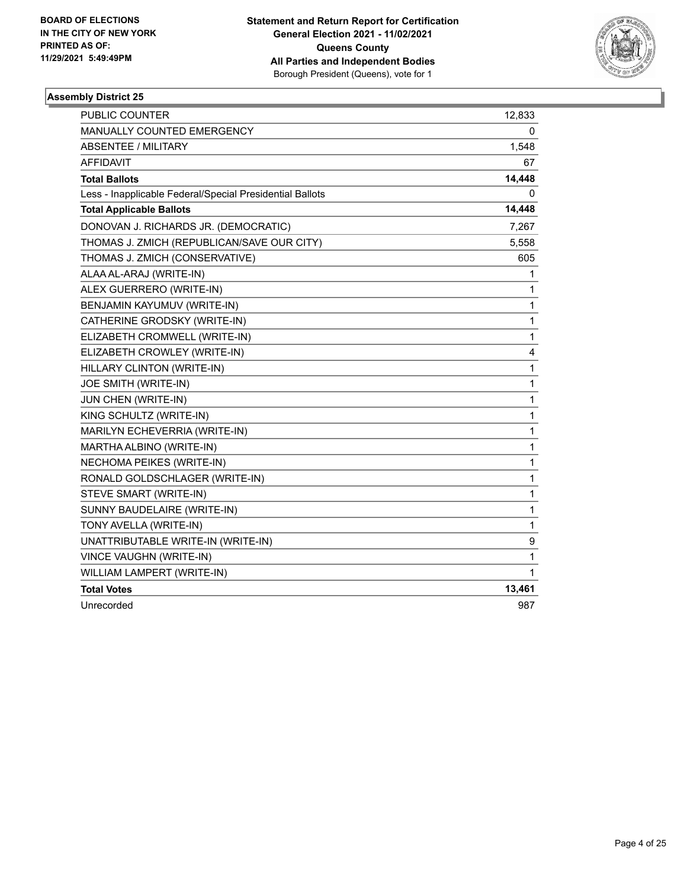BOARD OF ELECTIONS
IN THE CITY OF NEW YORK
PRINTED AS OF:
11/29/2021 5:49:49PM

**Statement and Return Report for Certification**
**General Election 2021 - 11/02/2021**
**Queens County**
**All Parties and Independent Bodies**
Borough President (Queens), vote for 1

### Assembly District 25

| | |
|---|---|
| PUBLIC COUNTER | 12,833 |
| MANUALLY COUNTED EMERGENCY | 0 |
| ABSENTEE / MILITARY | 1,548 |
| AFFIDAVIT | 67 |
| **Total Ballots** | **14,448** |
| Less - Inapplicable Federal/Special Presidential Ballots | 0 |
| **Total Applicable Ballots** | **14,448** |
| DONOVAN J. RICHARDS JR. (DEMOCRATIC) | 7,267 |
| THOMAS J. ZMICH (REPUBLICAN/SAVE OUR CITY) | 5,558 |
| THOMAS J. ZMICH (CONSERVATIVE) | 605 |
| ALAA AL-ARAJ (WRITE-IN) | 1 |
| ALEX GUERRERO (WRITE-IN) | 1 |
| BENJAMIN KAYUMUV (WRITE-IN) | 1 |
| CATHERINE GRODSKY (WRITE-IN) | 1 |
| ELIZABETH CROMWELL (WRITE-IN) | 1 |
| ELIZABETH CROWLEY (WRITE-IN) | 4 |
| HILLARY CLINTON (WRITE-IN) | 1 |
| JOE SMITH (WRITE-IN) | 1 |
| JUN CHEN (WRITE-IN) | 1 |
| KING SCHULTZ (WRITE-IN) | 1 |
| MARILYN ECHEVERRIA (WRITE-IN) | 1 |
| MARTHA ALBINO (WRITE-IN) | 1 |
| NECHOMA PEIKES (WRITE-IN) | 1 |
| RONALD GOLDSCHLAGER (WRITE-IN) | 1 |
| STEVE SMART (WRITE-IN) | 1 |
| SUNNY BAUDELAIRE (WRITE-IN) | 1 |
| TONY AVELLA (WRITE-IN) | 1 |
| UNATTRIBUTABLE WRITE-IN (WRITE-IN) | 9 |
| VINCE VAUGHN (WRITE-IN) | 1 |
| WILLIAM LAMPERT (WRITE-IN) | 1 |
| **Total Votes** | **13,461** |
| Unrecorded | 987 |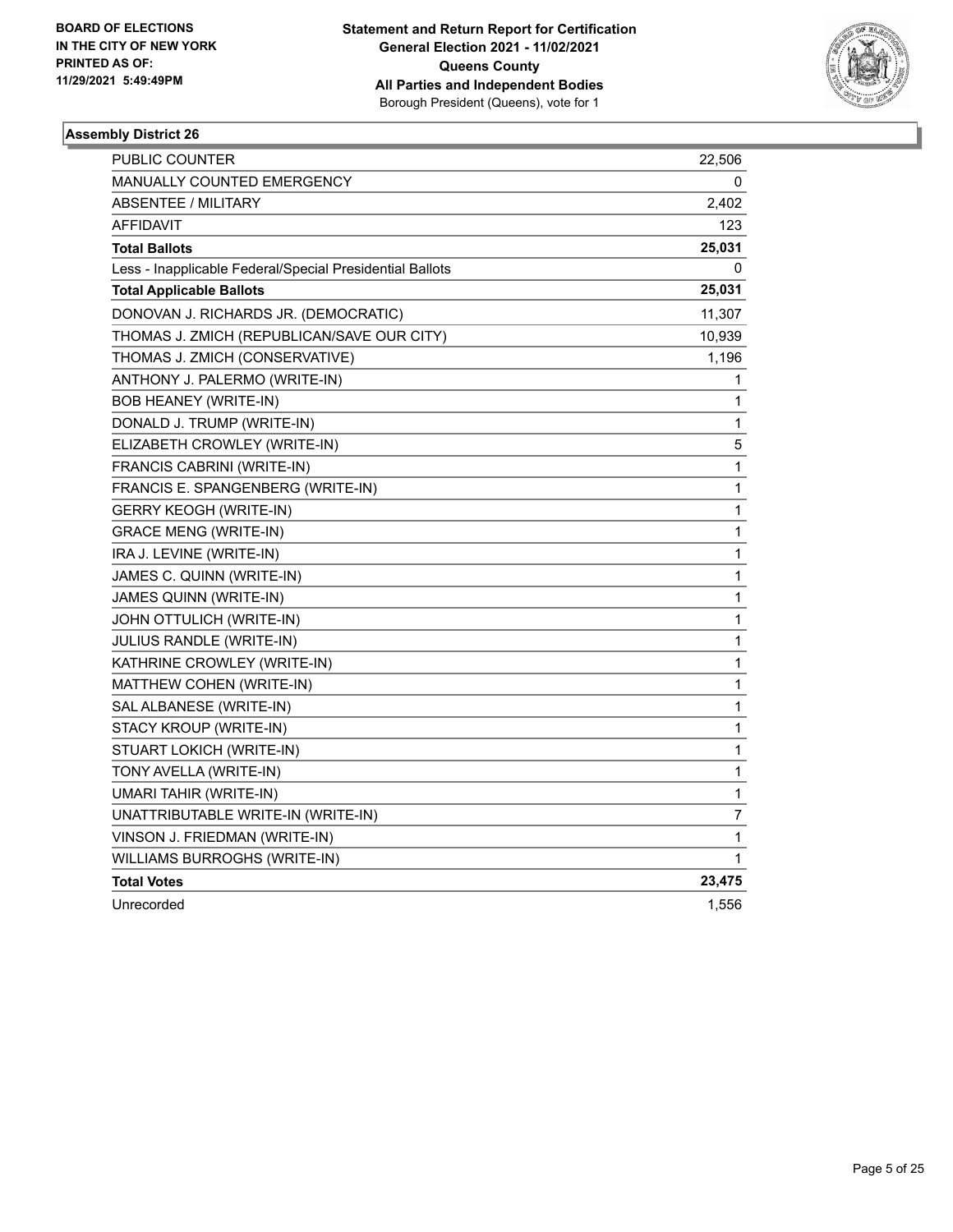BOARD OF ELECTIONS
IN THE CITY OF NEW YORK
PRINTED AS OF:
11/29/2021 5:49:49PM

**Statement and Return Report for Certification**
**General Election 2021 - 11/02/2021**
**Queens County**
**All Parties and Independent Bodies**
Borough President (Queens), vote for 1

### Assembly District 26

| | |
|---|---|
| PUBLIC COUNTER | 22,506 |
| MANUALLY COUNTED EMERGENCY | 0 |
| ABSENTEE / MILITARY | 2,402 |
| AFFIDAVIT | 123 |
| **Total Ballots** | **25,031** |
| Less - Inapplicable Federal/Special Presidential Ballots | 0 |
| **Total Applicable Ballots** | **25,031** |
| DONOVAN J. RICHARDS JR. (DEMOCRATIC) | 11,307 |
| THOMAS J. ZMICH (REPUBLICAN/SAVE OUR CITY) | 10,939 |
| THOMAS J. ZMICH (CONSERVATIVE) | 1,196 |
| ANTHONY J. PALERMO (WRITE-IN) | 1 |
| BOB HEANEY (WRITE-IN) | 1 |
| DONALD J. TRUMP (WRITE-IN) | 1 |
| ELIZABETH CROWLEY (WRITE-IN) | 5 |
| FRANCIS CABRINI (WRITE-IN) | 1 |
| FRANCIS E. SPANGENBERG (WRITE-IN) | 1 |
| GERRY KEOGH (WRITE-IN) | 1 |
| GRACE MENG (WRITE-IN) | 1 |
| IRA J. LEVINE (WRITE-IN) | 1 |
| JAMES C. QUINN (WRITE-IN) | 1 |
| JAMES QUINN (WRITE-IN) | 1 |
| JOHN OTTULICH (WRITE-IN) | 1 |
| JULIUS RANDLE (WRITE-IN) | 1 |
| KATHRINE CROWLEY (WRITE-IN) | 1 |
| MATTHEW COHEN (WRITE-IN) | 1 |
| SAL ALBANESE (WRITE-IN) | 1 |
| STACY KROUP (WRITE-IN) | 1 |
| STUART LOKICH (WRITE-IN) | 1 |
| TONY AVELLA (WRITE-IN) | 1 |
| UMARI TAHIR (WRITE-IN) | 1 |
| UNATTRIBUTABLE WRITE-IN (WRITE-IN) | 7 |
| VINSON J. FRIEDMAN (WRITE-IN) | 1 |
| WILLIAMS BURROGHS (WRITE-IN) | 1 |
| **Total Votes** | **23,475** |
| Unrecorded | 1,556 |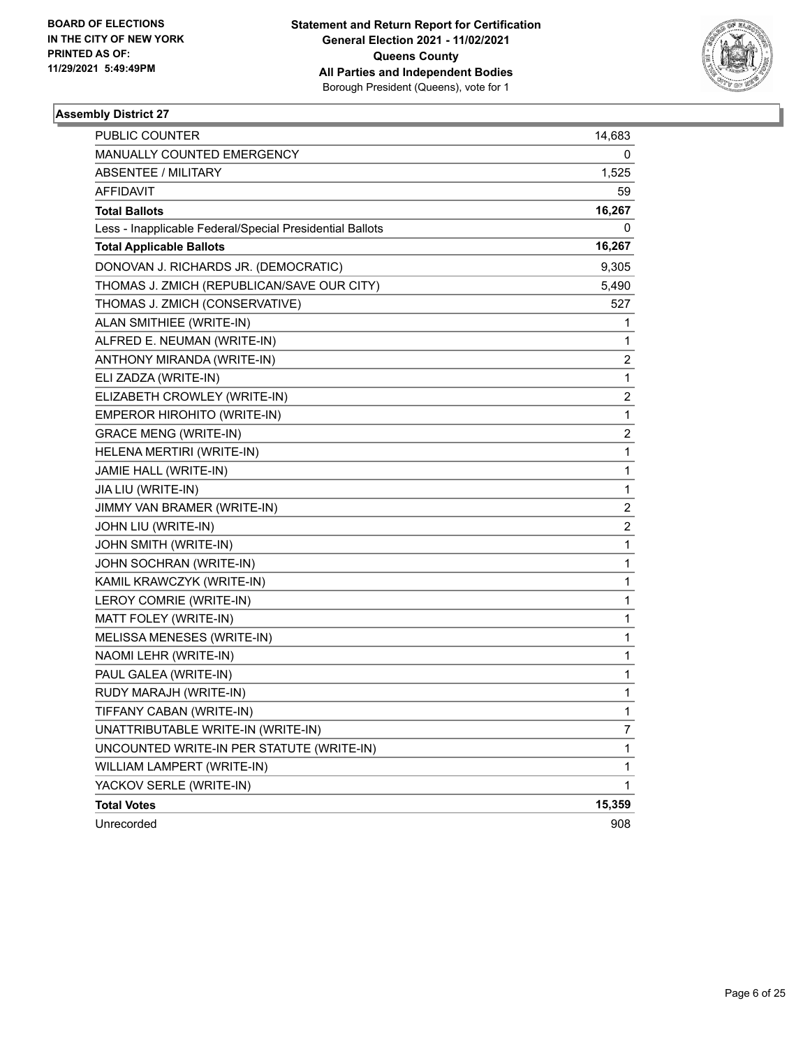BOARD OF ELECTIONS
IN THE CITY OF NEW YORK
PRINTED AS OF:
11/29/2021 5:49:49PM

**Statement and Return Report for Certification**
**General Election 2021 - 11/02/2021**
**Queens County**
**All Parties and Independent Bodies**
Borough President (Queens), vote for 1

### Assembly District 27

| | |
|---|---|
| PUBLIC COUNTER | 14,683 |
| MANUALLY COUNTED EMERGENCY | 0 |
| ABSENTEE / MILITARY | 1,525 |
| AFFIDAVIT | 59 |
| **Total Ballots** | **16,267** |
| Less - Inapplicable Federal/Special Presidential Ballots | 0 |
| **Total Applicable Ballots** | **16,267** |
| DONOVAN J. RICHARDS JR. (DEMOCRATIC) | 9,305 |
| THOMAS J. ZMICH (REPUBLICAN/SAVE OUR CITY) | 5,490 |
| THOMAS J. ZMICH (CONSERVATIVE) | 527 |
| ALAN SMITHIEE (WRITE-IN) | 1 |
| ALFRED E. NEUMAN (WRITE-IN) | 1 |
| ANTHONY MIRANDA (WRITE-IN) | 2 |
| ELI ZADZA (WRITE-IN) | 1 |
| ELIZABETH CROWLEY (WRITE-IN) | 2 |
| EMPEROR HIROHITO (WRITE-IN) | 1 |
| GRACE MENG (WRITE-IN) | 2 |
| HELENA MERTIRI (WRITE-IN) | 1 |
| JAMIE HALL (WRITE-IN) | 1 |
| JIA LIU (WRITE-IN) | 1 |
| JIMMY VAN BRAMER (WRITE-IN) | 2 |
| JOHN LIU (WRITE-IN) | 2 |
| JOHN SMITH (WRITE-IN) | 1 |
| JOHN SOCHRAN (WRITE-IN) | 1 |
| KAMIL KRAWCZYK (WRITE-IN) | 1 |
| LEROY COMRIE (WRITE-IN) | 1 |
| MATT FOLEY (WRITE-IN) | 1 |
| MELISSA MENESES (WRITE-IN) | 1 |
| NAOMI LEHR (WRITE-IN) | 1 |
| PAUL GALEA (WRITE-IN) | 1 |
| RUDY MARAJH (WRITE-IN) | 1 |
| TIFFANY CABAN (WRITE-IN) | 1 |
| UNATTRIBUTABLE WRITE-IN (WRITE-IN) | 7 |
| UNCOUNTED WRITE-IN PER STATUTE (WRITE-IN) | 1 |
| WILLIAM LAMPERT (WRITE-IN) | 1 |
| YACKOV SERLE (WRITE-IN) | 1 |
| **Total Votes** | **15,359** |
| Unrecorded | 908 |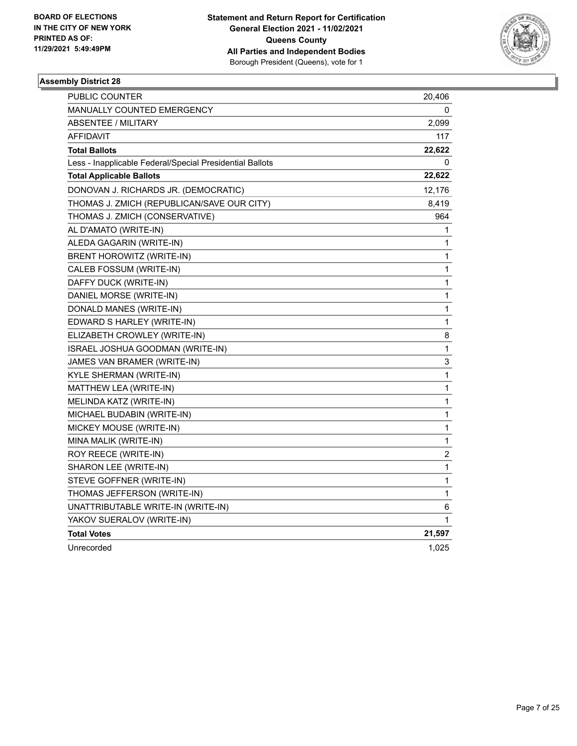BOARD OF ELECTIONS
IN THE CITY OF NEW YORK
PRINTED AS OF:
11/29/2021 5:49:49PM

**Statement and Return Report for Certification**
**General Election 2021 - 11/02/2021**
**Queens County**
**All Parties and Independent Bodies**
Borough President (Queens), vote for 1

### Assembly District 28

| | |
|---|---|
| PUBLIC COUNTER | 20,406 |
| MANUALLY COUNTED EMERGENCY | 0 |
| ABSENTEE / MILITARY | 2,099 |
| AFFIDAVIT | 117 |
| **Total Ballots** | **22,622** |
| Less - Inapplicable Federal/Special Presidential Ballots | 0 |
| **Total Applicable Ballots** | **22,622** |
| DONOVAN J. RICHARDS JR. (DEMOCRATIC) | 12,176 |
| THOMAS J. ZMICH (REPUBLICAN/SAVE OUR CITY) | 8,419 |
| THOMAS J. ZMICH (CONSERVATIVE) | 964 |
| AL D'AMATO (WRITE-IN) | 1 |
| ALEDA GAGARIN (WRITE-IN) | 1 |
| BRENT HOROWITZ (WRITE-IN) | 1 |
| CALEB FOSSUM (WRITE-IN) | 1 |
| DAFFY DUCK (WRITE-IN) | 1 |
| DANIEL MORSE (WRITE-IN) | 1 |
| DONALD MANES (WRITE-IN) | 1 |
| EDWARD S HARLEY (WRITE-IN) | 1 |
| ELIZABETH CROWLEY (WRITE-IN) | 8 |
| ISRAEL JOSHUA GOODMAN (WRITE-IN) | 1 |
| JAMES VAN BRAMER (WRITE-IN) | 3 |
| KYLE SHERMAN (WRITE-IN) | 1 |
| MATTHEW LEA (WRITE-IN) | 1 |
| MELINDA KATZ (WRITE-IN) | 1 |
| MICHAEL BUDABIN (WRITE-IN) | 1 |
| MICKEY MOUSE (WRITE-IN) | 1 |
| MINA MALIK (WRITE-IN) | 1 |
| ROY REECE (WRITE-IN) | 2 |
| SHARON LEE (WRITE-IN) | 1 |
| STEVE GOFFNER (WRITE-IN) | 1 |
| THOMAS JEFFERSON (WRITE-IN) | 1 |
| UNATTRIBUTABLE WRITE-IN (WRITE-IN) | 6 |
| YAKOV SUERALOV (WRITE-IN) | 1 |
| **Total Votes** | **21,597** |
| Unrecorded | 1,025 |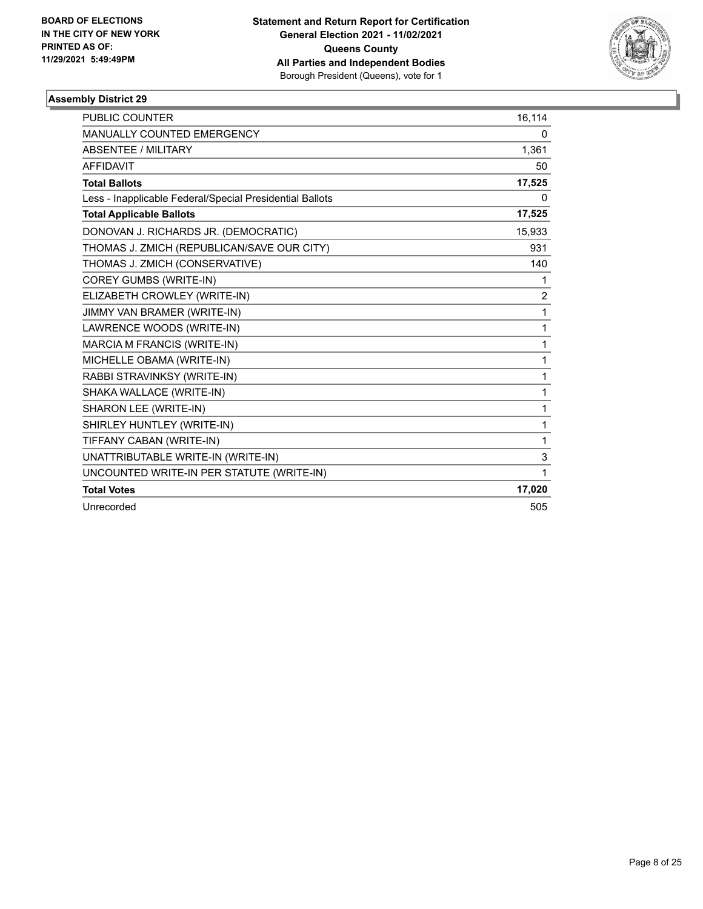**BOARD OF ELECTIONS IN THE CITY OF NEW YORK PRINTED AS OF: 11/29/2021 5:49:49PM**

**Statement and Return Report for Certification General Election 2021 - 11/02/2021 Queens County All Parties and Independent Bodies**
Borough President (Queens), vote for 1

### Assembly District 29

| | |
|---|---|
| PUBLIC COUNTER | 16,114 |
| MANUALLY COUNTED EMERGENCY | 0 |
| ABSENTEE / MILITARY | 1,361 |
| AFFIDAVIT | 50 |
| **Total Ballots** | **17,525** |
| Less - Inapplicable Federal/Special Presidential Ballots | 0 |
| **Total Applicable Ballots** | **17,525** |
| DONOVAN J. RICHARDS JR. (DEMOCRATIC) | 15,933 |
| THOMAS J. ZMICH (REPUBLICAN/SAVE OUR CITY) | 931 |
| THOMAS J. ZMICH (CONSERVATIVE) | 140 |
| COREY GUMBS (WRITE-IN) | 1 |
| ELIZABETH CROWLEY (WRITE-IN) | 2 |
| JIMMY VAN BRAMER (WRITE-IN) | 1 |
| LAWRENCE WOODS (WRITE-IN) | 1 |
| MARCIA M FRANCIS (WRITE-IN) | 1 |
| MICHELLE OBAMA (WRITE-IN) | 1 |
| RABBI STRAVINKSY (WRITE-IN) | 1 |
| SHAKA WALLACE (WRITE-IN) | 1 |
| SHARON LEE (WRITE-IN) | 1 |
| SHIRLEY HUNTLEY (WRITE-IN) | 1 |
| TIFFANY CABAN (WRITE-IN) | 1 |
| UNATTRIBUTABLE WRITE-IN (WRITE-IN) | 3 |
| UNCOUNTED WRITE-IN PER STATUTE (WRITE-IN) | 1 |
| **Total Votes** | **17,020** |
| Unrecorded | 505 |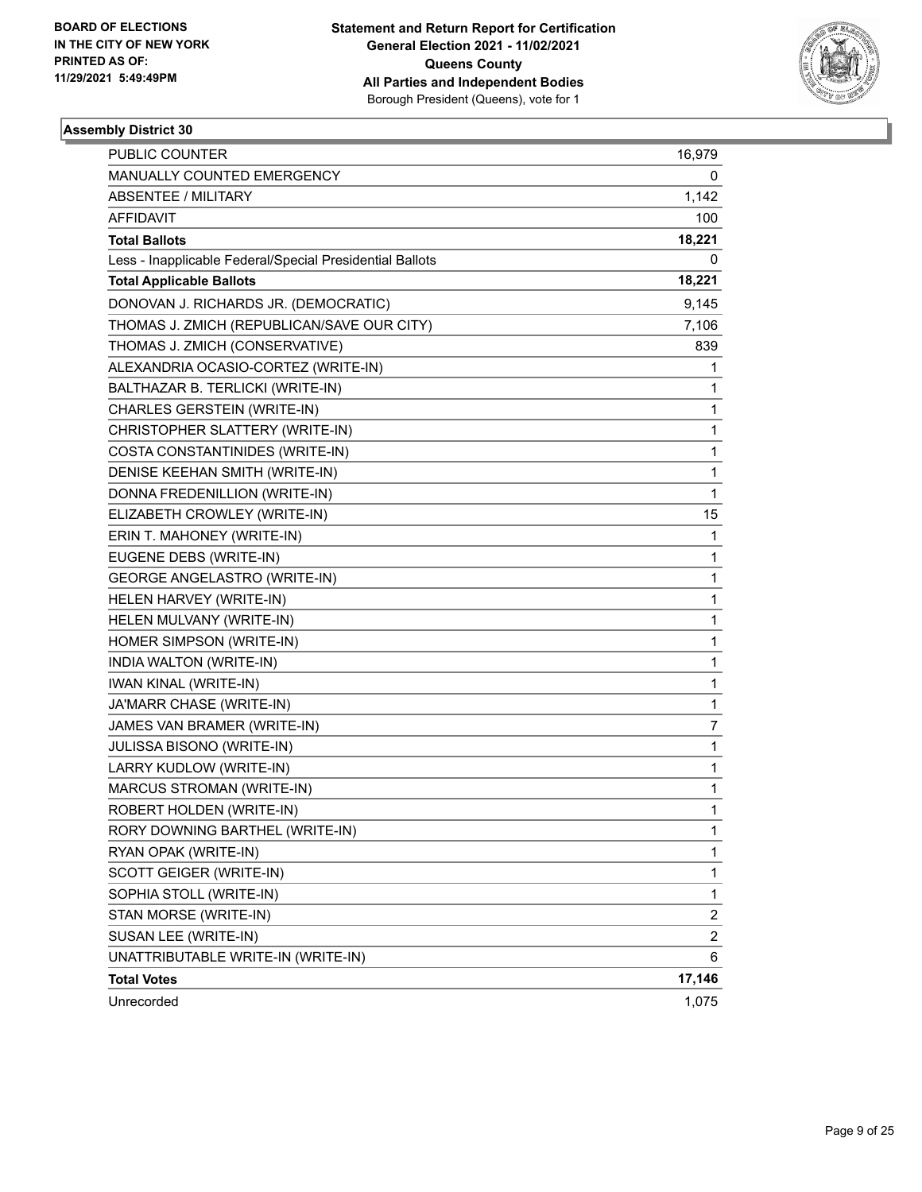**BOARD OF ELECTIONS IN THE CITY OF NEW YORK PRINTED AS OF: 11/29/2021 5:49:49PM**

**Statement and Return Report for Certification General Election 2021 - 11/02/2021 Queens County All Parties and Independent Bodies**
Borough President (Queens), vote for 1

### Assembly District 30

| | |
|---|---|
| PUBLIC COUNTER | 16,979 |
| MANUALLY COUNTED EMERGENCY | 0 |
| ABSENTEE / MILITARY | 1,142 |
| AFFIDAVIT | 100 |
| **Total Ballots** | **18,221** |
| Less - Inapplicable Federal/Special Presidential Ballots | 0 |
| **Total Applicable Ballots** | **18,221** |
| DONOVAN J. RICHARDS JR. (DEMOCRATIC) | 9,145 |
| THOMAS J. ZMICH (REPUBLICAN/SAVE OUR CITY) | 7,106 |
| THOMAS J. ZMICH (CONSERVATIVE) | 839 |
| ALEXANDRIA OCASIO-CORTEZ (WRITE-IN) | 1 |
| BALTHAZAR B. TERLICKI (WRITE-IN) | 1 |
| CHARLES GERSTEIN (WRITE-IN) | 1 |
| CHRISTOPHER SLATTERY (WRITE-IN) | 1 |
| COSTA CONSTANTINIDES (WRITE-IN) | 1 |
| DENISE KEEHAN SMITH (WRITE-IN) | 1 |
| DONNA FREDENILLION (WRITE-IN) | 1 |
| ELIZABETH CROWLEY (WRITE-IN) | 15 |
| ERIN T. MAHONEY (WRITE-IN) | 1 |
| EUGENE DEBS (WRITE-IN) | 1 |
| GEORGE ANGELASTRO (WRITE-IN) | 1 |
| HELEN HARVEY (WRITE-IN) | 1 |
| HELEN MULVANY (WRITE-IN) | 1 |
| HOMER SIMPSON (WRITE-IN) | 1 |
| INDIA WALTON (WRITE-IN) | 1 |
| IWAN KINAL (WRITE-IN) | 1 |
| JA'MARR CHASE (WRITE-IN) | 1 |
| JAMES VAN BRAMER (WRITE-IN) | 7 |
| JULISSA BISONO (WRITE-IN) | 1 |
| LARRY KUDLOW (WRITE-IN) | 1 |
| MARCUS STROMAN (WRITE-IN) | 1 |
| ROBERT HOLDEN (WRITE-IN) | 1 |
| RORY DOWNING BARTHEL (WRITE-IN) | 1 |
| RYAN OPAK (WRITE-IN) | 1 |
| SCOTT GEIGER (WRITE-IN) | 1 |
| SOPHIA STOLL (WRITE-IN) | 1 |
| STAN MORSE (WRITE-IN) | 2 |
| SUSAN LEE (WRITE-IN) | 2 |
| UNATTRIBUTABLE WRITE-IN (WRITE-IN) | 6 |
| **Total Votes** | **17,146** |
| Unrecorded | 1,075 |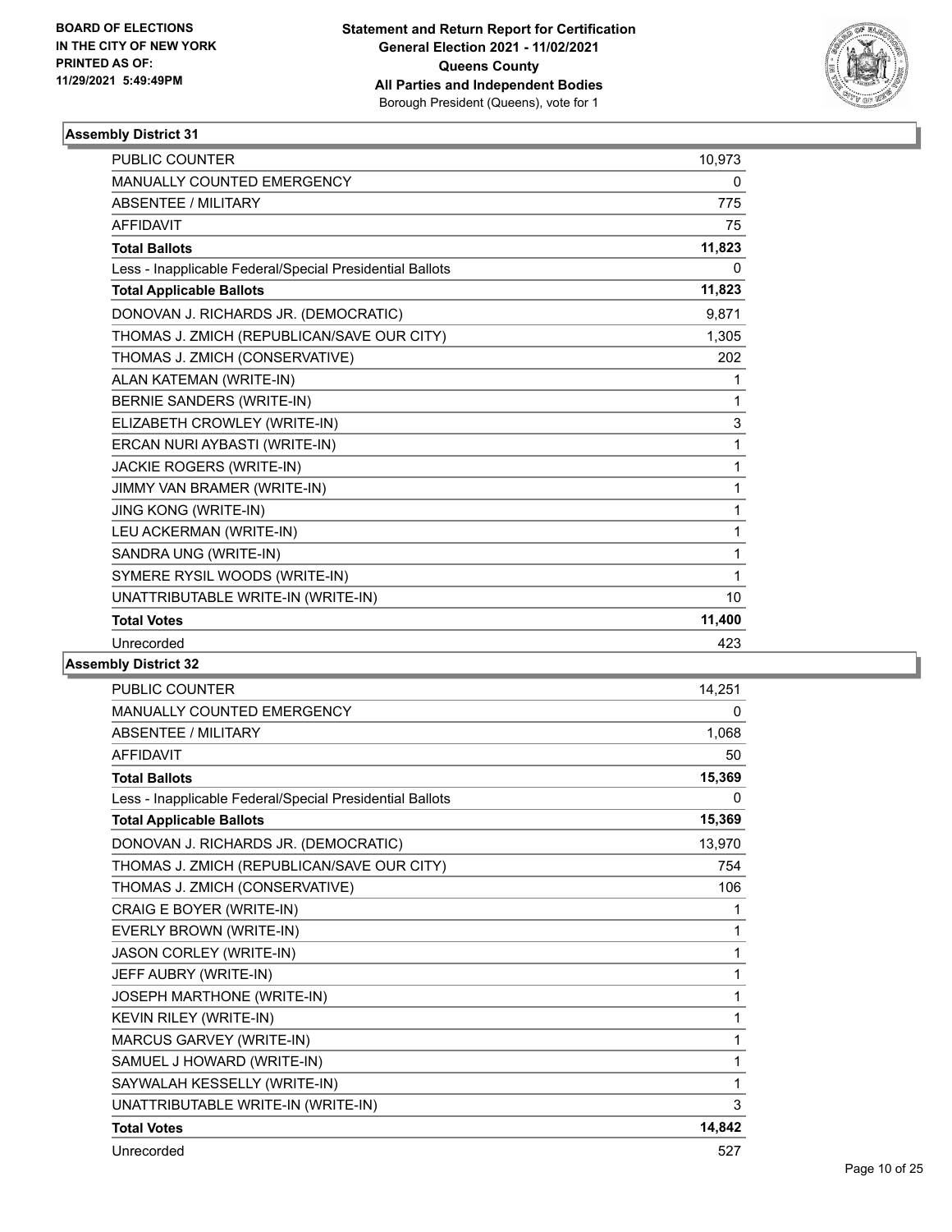BOARD OF ELECTIONS
IN THE CITY OF NEW YORK
PRINTED AS OF:
11/29/2021 5:49:49PM

**Statement and Return Report for Certification**
**General Election 2021 - 11/02/2021**
**Queens County**
**All Parties and Independent Bodies**
Borough President (Queens), vote for 1

### Assembly District 31

| | |
|---|---|
| PUBLIC COUNTER | 10,973 |
| MANUALLY COUNTED EMERGENCY | 0 |
| ABSENTEE / MILITARY | 775 |
| AFFIDAVIT | 75 |
| **Total Ballots** | **11,823** |
| Less - Inapplicable Federal/Special Presidential Ballots | 0 |
| **Total Applicable Ballots** | **11,823** |
| DONOVAN J. RICHARDS JR. (DEMOCRATIC) | 9,871 |
| THOMAS J. ZMICH (REPUBLICAN/SAVE OUR CITY) | 1,305 |
| THOMAS J. ZMICH (CONSERVATIVE) | 202 |
| ALAN KATEMAN (WRITE-IN) | 1 |
| BERNIE SANDERS (WRITE-IN) | 1 |
| ELIZABETH CROWLEY (WRITE-IN) | 3 |
| ERCAN NURI AYBASTI (WRITE-IN) | 1 |
| JACKIE ROGERS (WRITE-IN) | 1 |
| JIMMY VAN BRAMER (WRITE-IN) | 1 |
| JING KONG (WRITE-IN) | 1 |
| LEU ACKERMAN (WRITE-IN) | 1 |
| SANDRA UNG (WRITE-IN) | 1 |
| SYMERE RYSIL WOODS (WRITE-IN) | 1 |
| UNATTRIBUTABLE WRITE-IN (WRITE-IN) | 10 |
| **Total Votes** | **11,400** |
| Unrecorded | 423 |

### Assembly District 32

| | |
|---|---|
| PUBLIC COUNTER | 14,251 |
| MANUALLY COUNTED EMERGENCY | 0 |
| ABSENTEE / MILITARY | 1,068 |
| AFFIDAVIT | 50 |
| **Total Ballots** | **15,369** |
| Less - Inapplicable Federal/Special Presidential Ballots | 0 |
| **Total Applicable Ballots** | **15,369** |
| DONOVAN J. RICHARDS JR. (DEMOCRATIC) | 13,970 |
| THOMAS J. ZMICH (REPUBLICAN/SAVE OUR CITY) | 754 |
| THOMAS J. ZMICH (CONSERVATIVE) | 106 |
| CRAIG E BOYER (WRITE-IN) | 1 |
| EVERLY BROWN (WRITE-IN) | 1 |
| JASON CORLEY (WRITE-IN) | 1 |
| JEFF AUBRY (WRITE-IN) | 1 |
| JOSEPH MARTHONE (WRITE-IN) | 1 |
| KEVIN RILEY (WRITE-IN) | 1 |
| MARCUS GARVEY (WRITE-IN) | 1 |
| SAMUEL J HOWARD (WRITE-IN) | 1 |
| SAYWALAH KESSELLY (WRITE-IN) | 1 |
| UNATTRIBUTABLE WRITE-IN (WRITE-IN) | 3 |
| **Total Votes** | **14,842** |
| Unrecorded | 527 |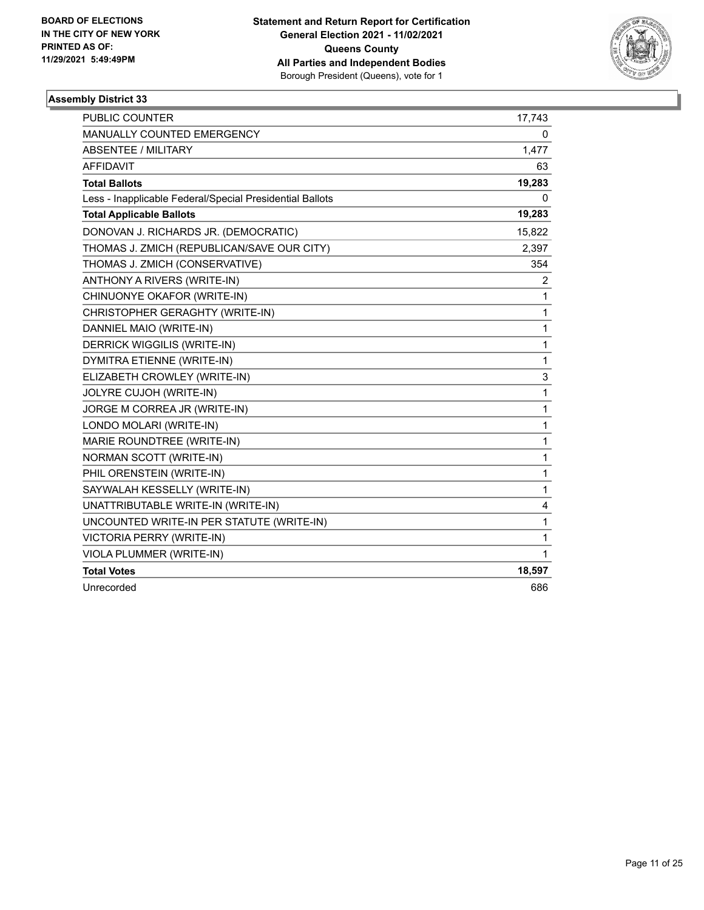**BOARD OF ELECTIONS IN THE CITY OF NEW YORK PRINTED AS OF: 11/29/2021 5:49:49PM**

**Statement and Return Report for Certification General Election 2021 - 11/02/2021 Queens County All Parties and Independent Bodies**
Borough President (Queens), vote for 1

### Assembly District 33

| | |
|---|---|
| PUBLIC COUNTER | 17,743 |
| MANUALLY COUNTED EMERGENCY | 0 |
| ABSENTEE / MILITARY | 1,477 |
| AFFIDAVIT | 63 |
| **Total Ballots** | **19,283** |
| Less - Inapplicable Federal/Special Presidential Ballots | 0 |
| **Total Applicable Ballots** | **19,283** |
| DONOVAN J. RICHARDS JR. (DEMOCRATIC) | 15,822 |
| THOMAS J. ZMICH (REPUBLICAN/SAVE OUR CITY) | 2,397 |
| THOMAS J. ZMICH (CONSERVATIVE) | 354 |
| ANTHONY A RIVERS (WRITE-IN) | 2 |
| CHINUONYE OKAFOR (WRITE-IN) | 1 |
| CHRISTOPHER GERAGHTY (WRITE-IN) | 1 |
| DANNIEL MAIO (WRITE-IN) | 1 |
| DERRICK WIGGILIS (WRITE-IN) | 1 |
| DYMITRA ETIENNE (WRITE-IN) | 1 |
| ELIZABETH CROWLEY (WRITE-IN) | 3 |
| JOLYRE CUJOH (WRITE-IN) | 1 |
| JORGE M CORREA JR (WRITE-IN) | 1 |
| LONDO MOLARI (WRITE-IN) | 1 |
| MARIE ROUNDTREE (WRITE-IN) | 1 |
| NORMAN SCOTT (WRITE-IN) | 1 |
| PHIL ORENSTEIN (WRITE-IN) | 1 |
| SAYWALAH KESSELLY (WRITE-IN) | 1 |
| UNATTRIBUTABLE WRITE-IN (WRITE-IN) | 4 |
| UNCOUNTED WRITE-IN PER STATUTE (WRITE-IN) | 1 |
| VICTORIA PERRY (WRITE-IN) | 1 |
| VIOLA PLUMMER (WRITE-IN) | 1 |
| **Total Votes** | **18,597** |
| Unrecorded | 686 |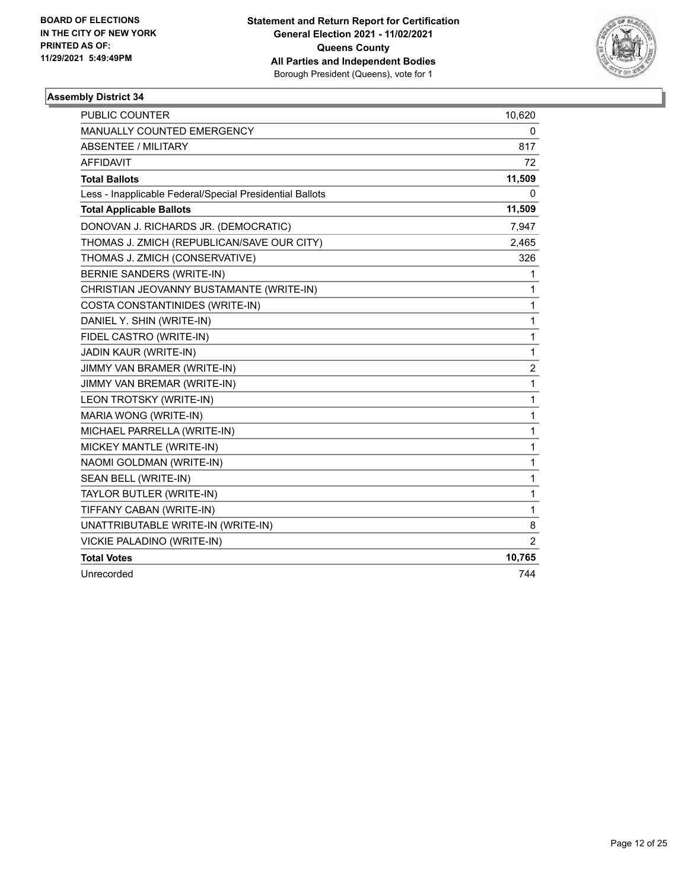**BOARD OF ELECTIONS IN THE CITY OF NEW YORK PRINTED AS OF: 11/29/2021 5:49:49PM**

**Statement and Return Report for Certification General Election 2021 - 11/02/2021 Queens County All Parties and Independent Bodies**
Borough President (Queens), vote for 1

### Assembly District 34

| | |
|---|---|
| PUBLIC COUNTER | 10,620 |
| MANUALLY COUNTED EMERGENCY | 0 |
| ABSENTEE / MILITARY | 817 |
| AFFIDAVIT | 72 |
| **Total Ballots** | **11,509** |
| Less - Inapplicable Federal/Special Presidential Ballots | 0 |
| **Total Applicable Ballots** | **11,509** |
| DONOVAN J. RICHARDS JR. (DEMOCRATIC) | 7,947 |
| THOMAS J. ZMICH (REPUBLICAN/SAVE OUR CITY) | 2,465 |
| THOMAS J. ZMICH (CONSERVATIVE) | 326 |
| BERNIE SANDERS (WRITE-IN) | 1 |
| CHRISTIAN JEOVANNY BUSTAMANTE (WRITE-IN) | 1 |
| COSTA CONSTANTINIDES (WRITE-IN) | 1 |
| DANIEL Y. SHIN (WRITE-IN) | 1 |
| FIDEL CASTRO (WRITE-IN) | 1 |
| JADIN KAUR (WRITE-IN) | 1 |
| JIMMY VAN BRAMER (WRITE-IN) | 2 |
| JIMMY VAN BREMAR (WRITE-IN) | 1 |
| LEON TROTSKY (WRITE-IN) | 1 |
| MARIA WONG (WRITE-IN) | 1 |
| MICHAEL PARRELLA (WRITE-IN) | 1 |
| MICKEY MANTLE (WRITE-IN) | 1 |
| NAOMI GOLDMAN (WRITE-IN) | 1 |
| SEAN BELL (WRITE-IN) | 1 |
| TAYLOR BUTLER (WRITE-IN) | 1 |
| TIFFANY CABAN (WRITE-IN) | 1 |
| UNATTRIBUTABLE WRITE-IN (WRITE-IN) | 8 |
| VICKIE PALADINO (WRITE-IN) | 2 |
| **Total Votes** | **10,765** |
| Unrecorded | 744 |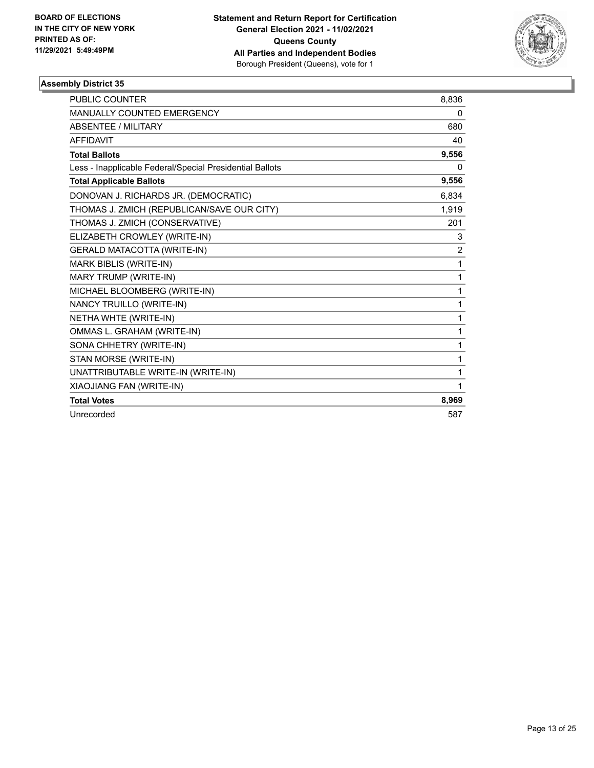**BOARD OF ELECTIONS IN THE CITY OF NEW YORK PRINTED AS OF: 11/29/2021 5:49:49PM**

**Statement and Return Report for Certification General Election 2021 - 11/02/2021 Queens County All Parties and Independent Bodies**
Borough President (Queens), vote for 1

### Assembly District 35

| | |
|---|---|
| PUBLIC COUNTER | 8,836 |
| MANUALLY COUNTED EMERGENCY | 0 |
| ABSENTEE / MILITARY | 680 |
| AFFIDAVIT | 40 |
| **Total Ballots** | **9,556** |
| Less - Inapplicable Federal/Special Presidential Ballots | 0 |
| **Total Applicable Ballots** | **9,556** |
| DONOVAN J. RICHARDS JR. (DEMOCRATIC) | 6,834 |
| THOMAS J. ZMICH (REPUBLICAN/SAVE OUR CITY) | 1,919 |
| THOMAS J. ZMICH (CONSERVATIVE) | 201 |
| ELIZABETH CROWLEY (WRITE-IN) | 3 |
| GERALD MATACOTTA (WRITE-IN) | 2 |
| MARK BIBLIS (WRITE-IN) | 1 |
| MARY TRUMP (WRITE-IN) | 1 |
| MICHAEL BLOOMBERG (WRITE-IN) | 1 |
| NANCY TRUILLO (WRITE-IN) | 1 |
| NETHA WHTE (WRITE-IN) | 1 |
| OMMAS L. GRAHAM (WRITE-IN) | 1 |
| SONA CHHETRY (WRITE-IN) | 1 |
| STAN MORSE (WRITE-IN) | 1 |
| UNATTRIBUTABLE WRITE-IN (WRITE-IN) | 1 |
| XIAOJIANG FAN (WRITE-IN) | 1 |
| **Total Votes** | **8,969** |
| Unrecorded | 587 |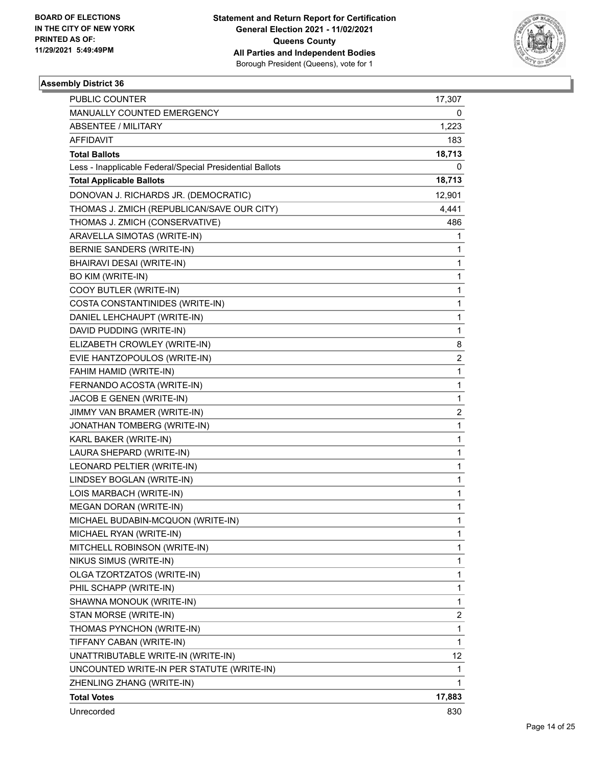BOARD OF ELECTIONS
IN THE CITY OF NEW YORK
PRINTED AS OF:
11/29/2021 5:49:49PM

**Statement and Return Report for Certification**
**General Election 2021 - 11/02/2021**
**Queens County**
**All Parties and Independent Bodies**
Borough President (Queens), vote for 1

### Assembly District 36

| | |
|---|---|
| PUBLIC COUNTER | 17,307 |
| MANUALLY COUNTED EMERGENCY | 0 |
| ABSENTEE / MILITARY | 1,223 |
| AFFIDAVIT | 183 |
| **Total Ballots** | **18,713** |
| Less - Inapplicable Federal/Special Presidential Ballots | 0 |
| **Total Applicable Ballots** | **18,713** |
| DONOVAN J. RICHARDS JR. (DEMOCRATIC) | 12,901 |
| THOMAS J. ZMICH (REPUBLICAN/SAVE OUR CITY) | 4,441 |
| THOMAS J. ZMICH (CONSERVATIVE) | 486 |
| ARAVELLA SIMOTAS (WRITE-IN) | 1 |
| BERNIE SANDERS (WRITE-IN) | 1 |
| BHAIRAVI DESAI (WRITE-IN) | 1 |
| BO KIM (WRITE-IN) | 1 |
| COOY BUTLER (WRITE-IN) | 1 |
| COSTA CONSTANTINIDES (WRITE-IN) | 1 |
| DANIEL LEHCHAUPT (WRITE-IN) | 1 |
| DAVID PUDDING (WRITE-IN) | 1 |
| ELIZABETH CROWLEY (WRITE-IN) | 8 |
| EVIE HANTZOPOULOS (WRITE-IN) | 2 |
| FAHIM HAMID (WRITE-IN) | 1 |
| FERNANDO ACOSTA (WRITE-IN) | 1 |
| JACOB E GENEN (WRITE-IN) | 1 |
| JIMMY VAN BRAMER (WRITE-IN) | 2 |
| JONATHAN TOMBERG (WRITE-IN) | 1 |
| KARL BAKER (WRITE-IN) | 1 |
| LAURA SHEPARD (WRITE-IN) | 1 |
| LEONARD PELTIER (WRITE-IN) | 1 |
| LINDSEY BOGLAN (WRITE-IN) | 1 |
| LOIS MARBACH (WRITE-IN) | 1 |
| MEGAN DORAN (WRITE-IN) | 1 |
| MICHAEL BUDABIN-MCQUON (WRITE-IN) | 1 |
| MICHAEL RYAN (WRITE-IN) | 1 |
| MITCHELL ROBINSON (WRITE-IN) | 1 |
| NIKUS SIMUS (WRITE-IN) | 1 |
| OLGA TZORTZATOS (WRITE-IN) | 1 |
| PHIL SCHAPP (WRITE-IN) | 1 |
| SHAWNA MONOUK (WRITE-IN) | 1 |
| STAN MORSE (WRITE-IN) | 2 |
| THOMAS PYNCHON (WRITE-IN) | 1 |
| TIFFANY CABAN (WRITE-IN) | 1 |
| UNATTRIBUTABLE WRITE-IN (WRITE-IN) | 12 |
| UNCOUNTED WRITE-IN PER STATUTE (WRITE-IN) | 1 |
| ZHENLING ZHANG (WRITE-IN) | 1 |
| **Total Votes** | **17,883** |
| Unrecorded | 830 |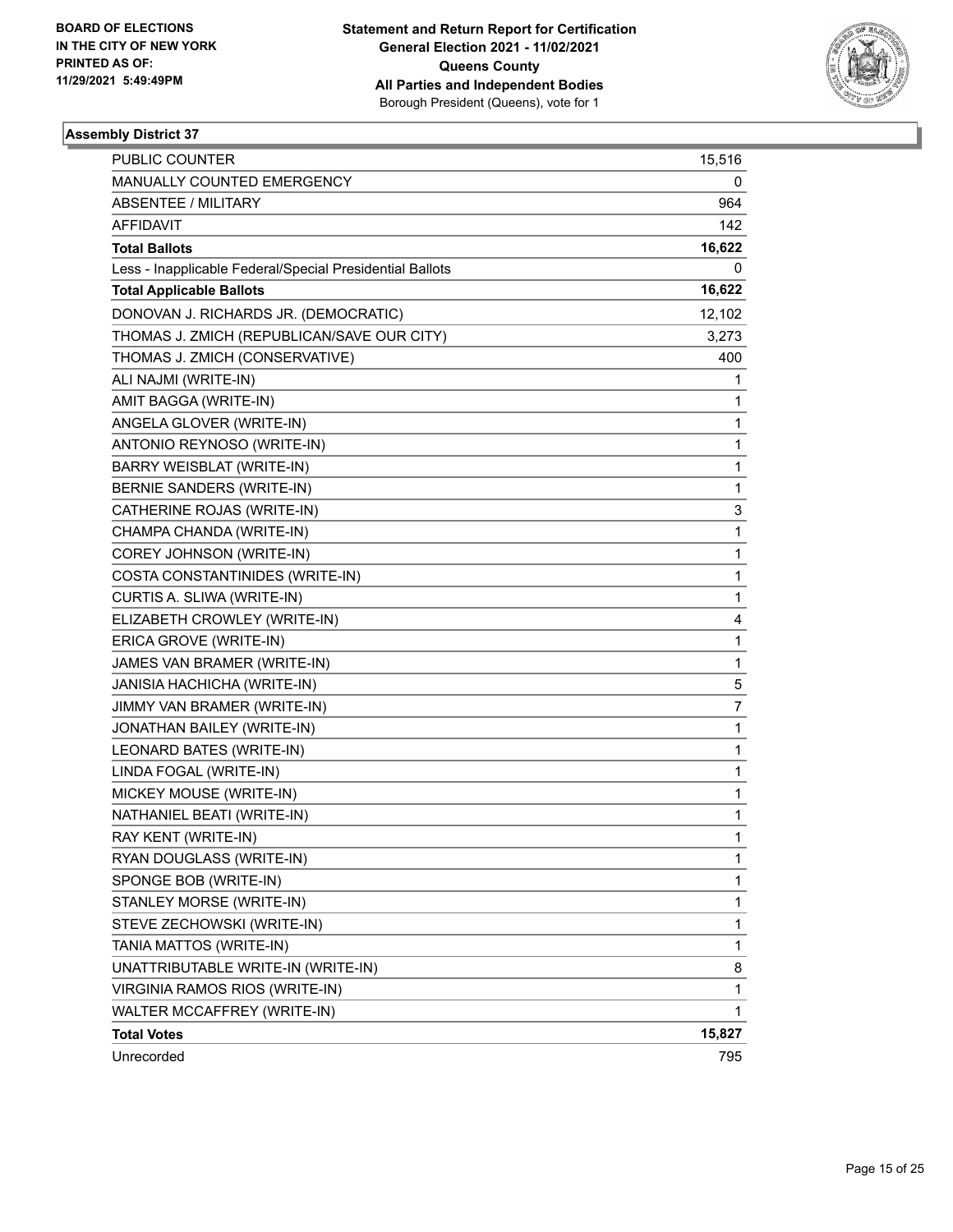BOARD OF ELECTIONS
IN THE CITY OF NEW YORK
PRINTED AS OF:
11/29/2021 5:49:49PM

**Statement and Return Report for Certification**
**General Election 2021 - 11/02/2021**
**Queens County**
**All Parties and Independent Bodies**
Borough President (Queens), vote for 1

### Assembly District 37

| | |
|---|---|
| PUBLIC COUNTER | 15,516 |
| MANUALLY COUNTED EMERGENCY | 0 |
| ABSENTEE / MILITARY | 964 |
| AFFIDAVIT | 142 |
| **Total Ballots** | **16,622** |
| Less - Inapplicable Federal/Special Presidential Ballots | 0 |
| **Total Applicable Ballots** | **16,622** |
| DONOVAN J. RICHARDS JR. (DEMOCRATIC) | 12,102 |
| THOMAS J. ZMICH (REPUBLICAN/SAVE OUR CITY) | 3,273 |
| THOMAS J. ZMICH (CONSERVATIVE) | 400 |
| ALI NAJMI (WRITE-IN) | 1 |
| AMIT BAGGA (WRITE-IN) | 1 |
| ANGELA GLOVER (WRITE-IN) | 1 |
| ANTONIO REYNOSO (WRITE-IN) | 1 |
| BARRY WEISBLAT (WRITE-IN) | 1 |
| BERNIE SANDERS (WRITE-IN) | 1 |
| CATHERINE ROJAS (WRITE-IN) | 3 |
| CHAMPA CHANDA (WRITE-IN) | 1 |
| COREY JOHNSON (WRITE-IN) | 1 |
| COSTA CONSTANTINIDES (WRITE-IN) | 1 |
| CURTIS A. SLIWA (WRITE-IN) | 1 |
| ELIZABETH CROWLEY (WRITE-IN) | 4 |
| ERICA GROVE (WRITE-IN) | 1 |
| JAMES VAN BRAMER (WRITE-IN) | 1 |
| JANISIA HACHICHA (WRITE-IN) | 5 |
| JIMMY VAN BRAMER (WRITE-IN) | 7 |
| JONATHAN BAILEY (WRITE-IN) | 1 |
| LEONARD BATES (WRITE-IN) | 1 |
| LINDA FOGAL (WRITE-IN) | 1 |
| MICKEY MOUSE (WRITE-IN) | 1 |
| NATHANIEL BEATI (WRITE-IN) | 1 |
| RAY KENT (WRITE-IN) | 1 |
| RYAN DOUGLASS (WRITE-IN) | 1 |
| SPONGE BOB (WRITE-IN) | 1 |
| STANLEY MORSE (WRITE-IN) | 1 |
| STEVE ZECHOWSKI (WRITE-IN) | 1 |
| TANIA MATTOS (WRITE-IN) | 1 |
| UNATTRIBUTABLE WRITE-IN (WRITE-IN) | 8 |
| VIRGINIA RAMOS RIOS (WRITE-IN) | 1 |
| WALTER MCCAFFREY (WRITE-IN) | 1 |
| **Total Votes** | **15,827** |
| Unrecorded | 795 |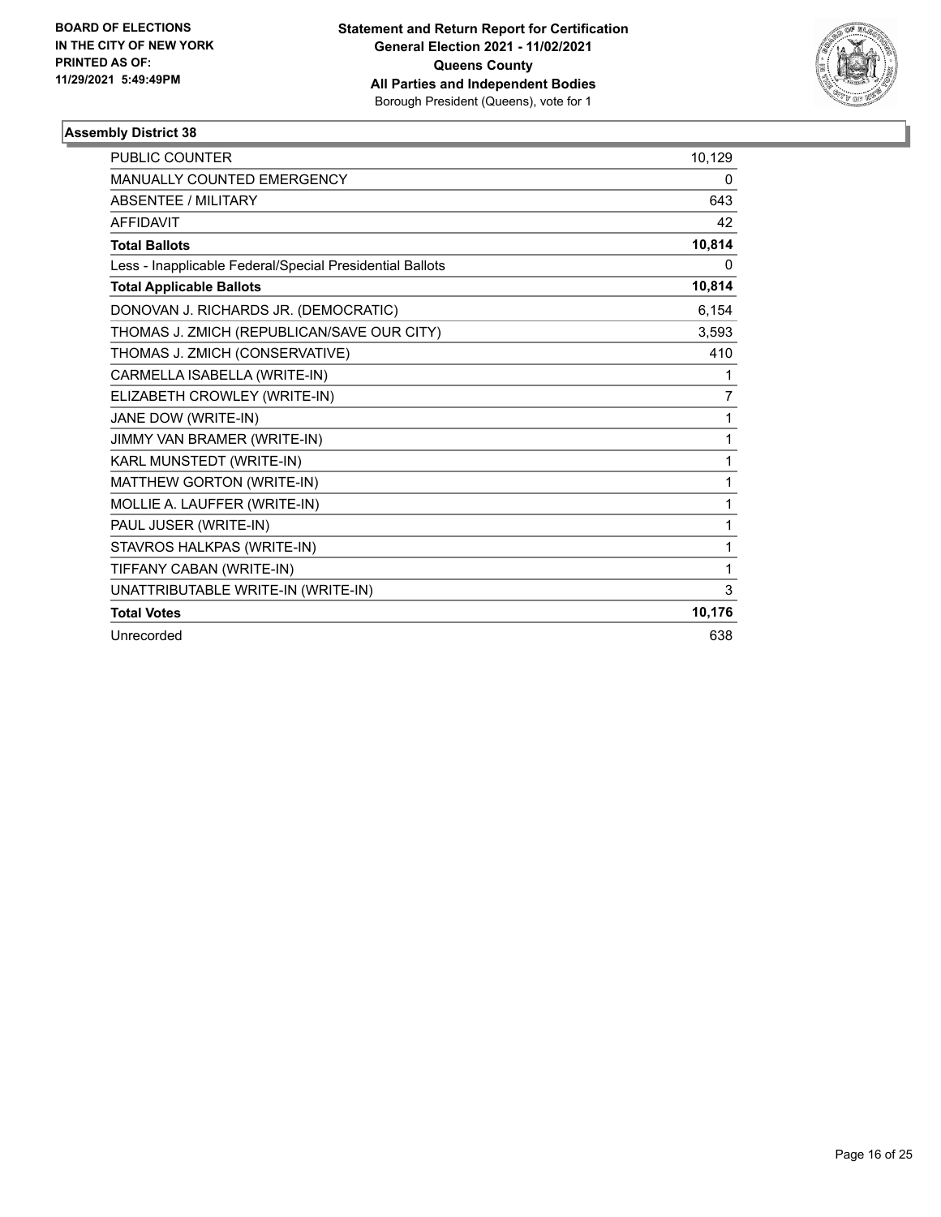BOARD OF ELECTIONS
IN THE CITY OF NEW YORK
PRINTED AS OF:
11/29/2021 5:49:49PM

**Statement and Return Report for Certification**
**General Election 2021 - 11/02/2021**
**Queens County**
**All Parties and Independent Bodies**
Borough President (Queens), vote for 1

### Assembly District 38

| | |
|---|---|
| PUBLIC COUNTER | 10,129 |
| MANUALLY COUNTED EMERGENCY | 0 |
| ABSENTEE / MILITARY | 643 |
| AFFIDAVIT | 42 |
| **Total Ballots** | **10,814** |
| Less - Inapplicable Federal/Special Presidential Ballots | 0 |
| **Total Applicable Ballots** | **10,814** |
| DONOVAN J. RICHARDS JR. (DEMOCRATIC) | 6,154 |
| THOMAS J. ZMICH (REPUBLICAN/SAVE OUR CITY) | 3,593 |
| THOMAS J. ZMICH (CONSERVATIVE) | 410 |
| CARMELLA ISABELLA (WRITE-IN) | 1 |
| ELIZABETH CROWLEY (WRITE-IN) | 7 |
| JANE DOW (WRITE-IN) | 1 |
| JIMMY VAN BRAMER (WRITE-IN) | 1 |
| KARL MUNSTEDT (WRITE-IN) | 1 |
| MATTHEW GORTON (WRITE-IN) | 1 |
| MOLLIE A. LAUFFER (WRITE-IN) | 1 |
| PAUL JUSER (WRITE-IN) | 1 |
| STAVROS HALKPAS (WRITE-IN) | 1 |
| TIFFANY CABAN (WRITE-IN) | 1 |
| UNATTRIBUTABLE WRITE-IN (WRITE-IN) | 3 |
| **Total Votes** | **10,176** |
| Unrecorded | 638 |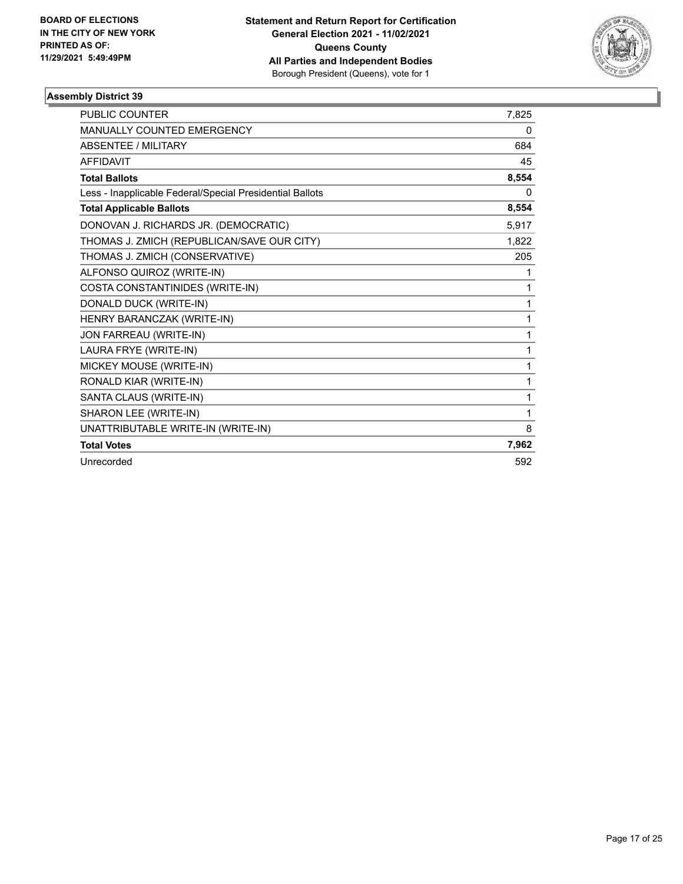**BOARD OF ELECTIONS IN THE CITY OF NEW YORK PRINTED AS OF: 11/29/2021 5:49:49PM**

**Statement and Return Report for Certification General Election 2021 - 11/02/2021 Queens County All Parties and Independent Bodies**
Borough President (Queens), vote for 1

### Assembly District 39

| | |
|---|---|
| PUBLIC COUNTER | 7,825 |
| MANUALLY COUNTED EMERGENCY | 0 |
| ABSENTEE / MILITARY | 684 |
| AFFIDAVIT | 45 |
| **Total Ballots** | **8,554** |
| Less - Inapplicable Federal/Special Presidential Ballots | 0 |
| **Total Applicable Ballots** | **8,554** |
| DONOVAN J. RICHARDS JR. (DEMOCRATIC) | 5,917 |
| THOMAS J. ZMICH (REPUBLICAN/SAVE OUR CITY) | 1,822 |
| THOMAS J. ZMICH (CONSERVATIVE) | 205 |
| ALFONSO QUIROZ (WRITE-IN) | 1 |
| COSTA CONSTANTINIDES (WRITE-IN) | 1 |
| DONALD DUCK (WRITE-IN) | 1 |
| HENRY BARANCZAK (WRITE-IN) | 1 |
| JON FARREAU (WRITE-IN) | 1 |
| LAURA FRYE (WRITE-IN) | 1 |
| MICKEY MOUSE (WRITE-IN) | 1 |
| RONALD KIAR (WRITE-IN) | 1 |
| SANTA CLAUS (WRITE-IN) | 1 |
| SHARON LEE (WRITE-IN) | 1 |
| UNATTRIBUTABLE WRITE-IN (WRITE-IN) | 8 |
| **Total Votes** | **7,962** |
| Unrecorded | 592 |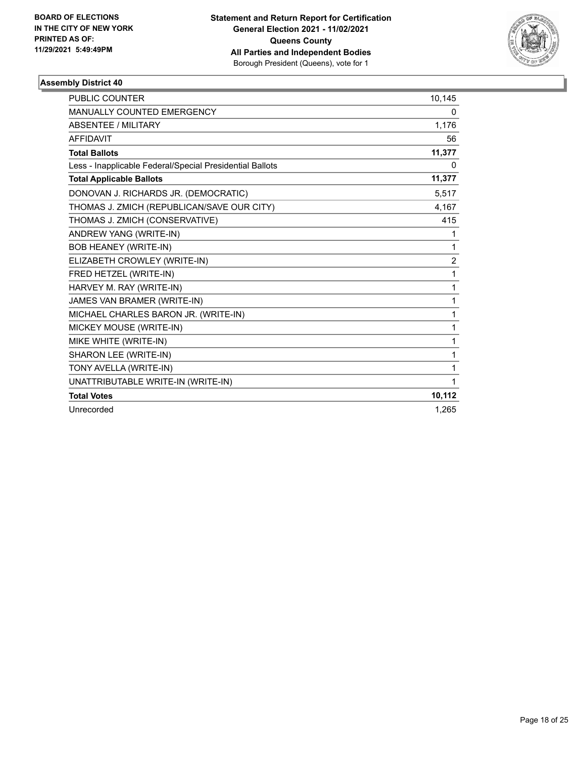**BOARD OF ELECTIONS IN THE CITY OF NEW YORK PRINTED AS OF: 11/29/2021 5:49:49PM**

**Statement and Return Report for Certification**
**General Election 2021 - 11/02/2021**
**Queens County**
**All Parties and Independent Bodies**
Borough President (Queens), vote for 1

### Assembly District 40

| | |
|---|---|
| PUBLIC COUNTER | 10,145 |
| MANUALLY COUNTED EMERGENCY | 0 |
| ABSENTEE / MILITARY | 1,176 |
| AFFIDAVIT | 56 |
| **Total Ballots** | **11,377** |
| Less - Inapplicable Federal/Special Presidential Ballots | 0 |
| **Total Applicable Ballots** | **11,377** |
| DONOVAN J. RICHARDS JR. (DEMOCRATIC) | 5,517 |
| THOMAS J. ZMICH (REPUBLICAN/SAVE OUR CITY) | 4,167 |
| THOMAS J. ZMICH (CONSERVATIVE) | 415 |
| ANDREW YANG (WRITE-IN) | 1 |
| BOB HEANEY (WRITE-IN) | 1 |
| ELIZABETH CROWLEY (WRITE-IN) | 2 |
| FRED HETZEL (WRITE-IN) | 1 |
| HARVEY M. RAY (WRITE-IN) | 1 |
| JAMES VAN BRAMER (WRITE-IN) | 1 |
| MICHAEL CHARLES BARON JR. (WRITE-IN) | 1 |
| MICKEY MOUSE (WRITE-IN) | 1 |
| MIKE WHITE (WRITE-IN) | 1 |
| SHARON LEE (WRITE-IN) | 1 |
| TONY AVELLA (WRITE-IN) | 1 |
| UNATTRIBUTABLE WRITE-IN (WRITE-IN) | 1 |
| **Total Votes** | **10,112** |
| Unrecorded | 1,265 |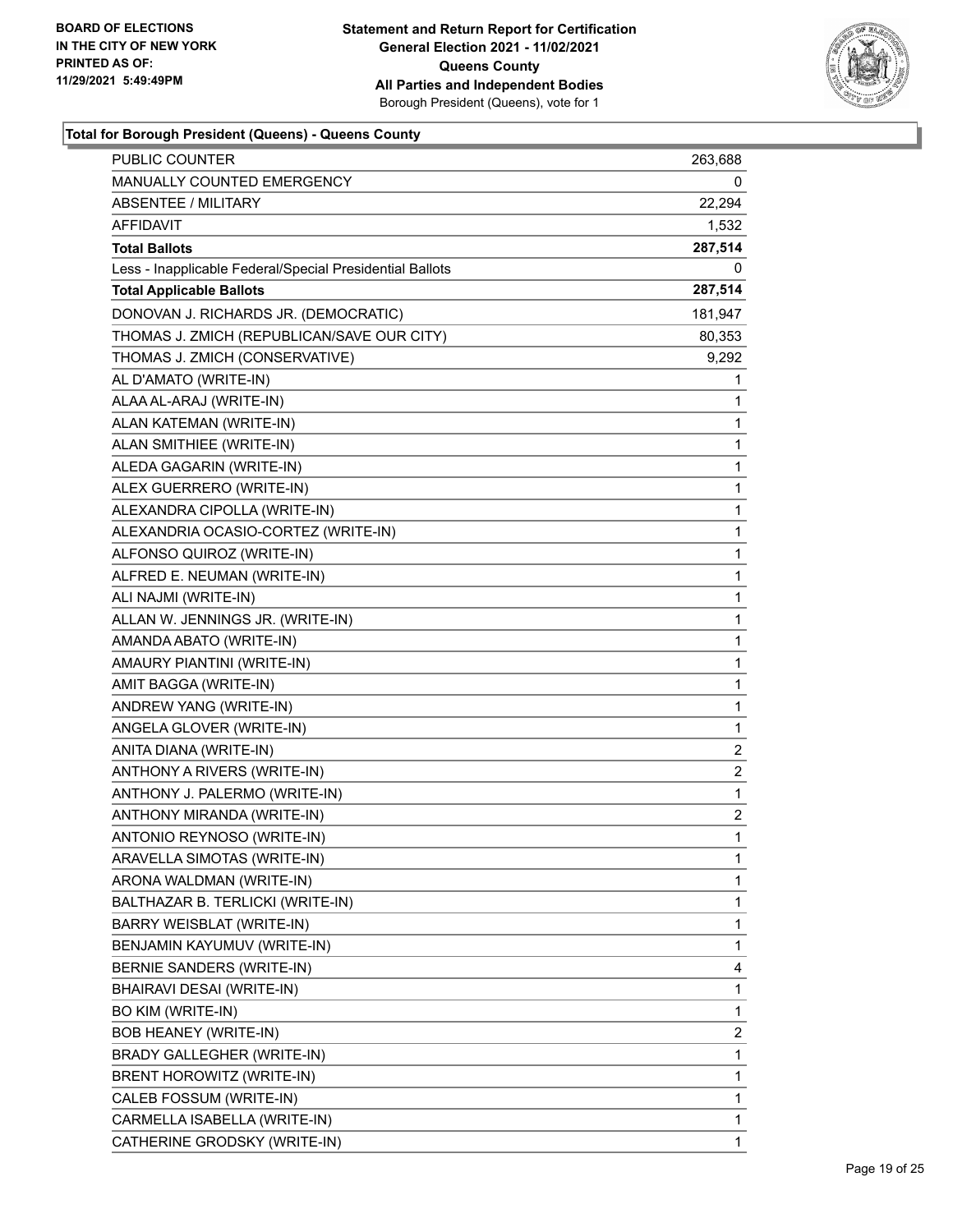**Total for Borough President (Queens) - Queens County**

| | |
|---|---|
| PUBLIC COUNTER | 263,688 |
| MANUALLY COUNTED EMERGENCY | 0 |
| ABSENTEE / MILITARY | 22,294 |
| AFFIDAVIT | 1,532 |
| **Total Ballots** | **287,514** |
| Less - Inapplicable Federal/Special Presidential Ballots | 0 |
| **Total Applicable Ballots** | **287,514** |
| DONOVAN J. RICHARDS JR. (DEMOCRATIC) | 181,947 |
| THOMAS J. ZMICH (REPUBLICAN/SAVE OUR CITY) | 80,353 |
| THOMAS J. ZMICH (CONSERVATIVE) | 9,292 |
| AL D'AMATO (WRITE-IN) | 1 |
| ALAA AL-ARAJ (WRITE-IN) | 1 |
| ALAN KATEMAN (WRITE-IN) | 1 |
| ALAN SMITHIEE (WRITE-IN) | 1 |
| ALEDA GAGARIN (WRITE-IN) | 1 |
| ALEX GUERRERO (WRITE-IN) | 1 |
| ALEXANDRA CIPOLLA (WRITE-IN) | 1 |
| ALEXANDRIA OCASIO-CORTEZ (WRITE-IN) | 1 |
| ALFONSO QUIROZ (WRITE-IN) | 1 |
| ALFRED E. NEUMAN (WRITE-IN) | 1 |
| ALI NAJMI (WRITE-IN) | 1 |
| ALLAN W. JENNINGS JR. (WRITE-IN) | 1 |
| AMANDA ABATO (WRITE-IN) | 1 |
| AMAURY PIANTINI (WRITE-IN) | 1 |
| AMIT BAGGA (WRITE-IN) | 1 |
| ANDREW YANG (WRITE-IN) | 1 |
| ANGELA GLOVER (WRITE-IN) | 1 |
| ANITA DIANA (WRITE-IN) | 2 |
| ANTHONY A RIVERS (WRITE-IN) | 2 |
| ANTHONY J. PALERMO (WRITE-IN) | 1 |
| ANTHONY MIRANDA (WRITE-IN) | 2 |
| ANTONIO REYNOSO (WRITE-IN) | 1 |
| ARAVELLA SIMOTAS (WRITE-IN) | 1 |
| ARONA WALDMAN (WRITE-IN) | 1 |
| BALTHAZAR B. TERLICKI (WRITE-IN) | 1 |
| BARRY WEISBLAT (WRITE-IN) | 1 |
| BENJAMIN KAYUMUV (WRITE-IN) | 1 |
| BERNIE SANDERS (WRITE-IN) | 4 |
| BHAIRAVI DESAI (WRITE-IN) | 1 |
| BO KIM (WRITE-IN) | 1 |
| BOB HEANEY (WRITE-IN) | 2 |
| BRADY GALLEGHER (WRITE-IN) | 1 |
| BRENT HOROWITZ (WRITE-IN) | 1 |
| CALEB FOSSUM (WRITE-IN) | 1 |
| CARMELLA ISABELLA (WRITE-IN) | 1 |
| CATHERINE GRODSKY (WRITE-IN) | 1 |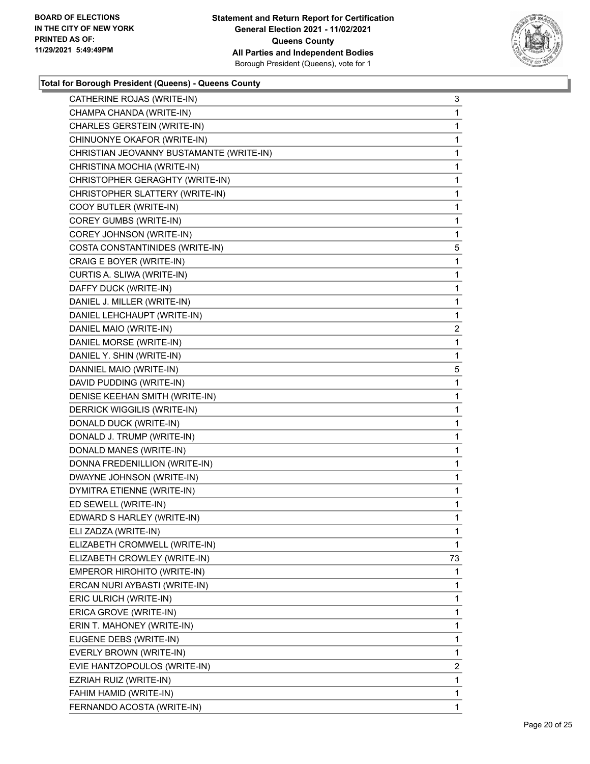**Total for Borough President (Queens) - Queens County**

| | |
|---|---|
| CATHERINE ROJAS (WRITE-IN) | 3 |
| CHAMPA CHANDA (WRITE-IN) | 1 |
| CHARLES GERSTEIN (WRITE-IN) | 1 |
| CHINUONYE OKAFOR (WRITE-IN) | 1 |
| CHRISTIAN JEOVANNY BUSTAMANTE (WRITE-IN) | 1 |
| CHRISTINA MOCHIA (WRITE-IN) | 1 |
| CHRISTOPHER GERAGHTY (WRITE-IN) | 1 |
| CHRISTOPHER SLATTERY (WRITE-IN) | 1 |
| COOY BUTLER (WRITE-IN) | 1 |
| COREY GUMBS (WRITE-IN) | 1 |
| COREY JOHNSON (WRITE-IN) | 1 |
| COSTA CONSTANTINIDES (WRITE-IN) | 5 |
| CRAIG E BOYER (WRITE-IN) | 1 |
| CURTIS A. SLIWA (WRITE-IN) | 1 |
| DAFFY DUCK (WRITE-IN) | 1 |
| DANIEL J. MILLER (WRITE-IN) | 1 |
| DANIEL LEHCHAUPT (WRITE-IN) | 1 |
| DANIEL MAIO (WRITE-IN) | 2 |
| DANIEL MORSE (WRITE-IN) | 1 |
| DANIEL Y. SHIN (WRITE-IN) | 1 |
| DANNIEL MAIO (WRITE-IN) | 5 |
| DAVID PUDDING (WRITE-IN) | 1 |
| DENISE KEEHAN SMITH (WRITE-IN) | 1 |
| DERRICK WIGGILIS (WRITE-IN) | 1 |
| DONALD DUCK (WRITE-IN) | 1 |
| DONALD J. TRUMP (WRITE-IN) | 1 |
| DONALD MANES (WRITE-IN) | 1 |
| DONNA FREDENILLION (WRITE-IN) | 1 |
| DWAYNE JOHNSON (WRITE-IN) | 1 |
| DYMITRA ETIENNE (WRITE-IN) | 1 |
| ED SEWELL (WRITE-IN) | 1 |
| EDWARD S HARLEY (WRITE-IN) | 1 |
| ELI ZADZA (WRITE-IN) | 1 |
| ELIZABETH CROMWELL (WRITE-IN) | 1 |
| ELIZABETH CROWLEY (WRITE-IN) | 73 |
| EMPEROR HIROHITO (WRITE-IN) | 1 |
| ERCAN NURI AYBASTI (WRITE-IN) | 1 |
| ERIC ULRICH (WRITE-IN) | 1 |
| ERICA GROVE (WRITE-IN) | 1 |
| ERIN T. MAHONEY (WRITE-IN) | 1 |
| EUGENE DEBS (WRITE-IN) | 1 |
| EVERLY BROWN (WRITE-IN) | 1 |
| EVIE HANTZOPOULOS (WRITE-IN) | 2 |
| EZRIAH RUIZ (WRITE-IN) | 1 |
| FAHIM HAMID (WRITE-IN) | 1 |
| FERNANDO ACOSTA (WRITE-IN) | 1 |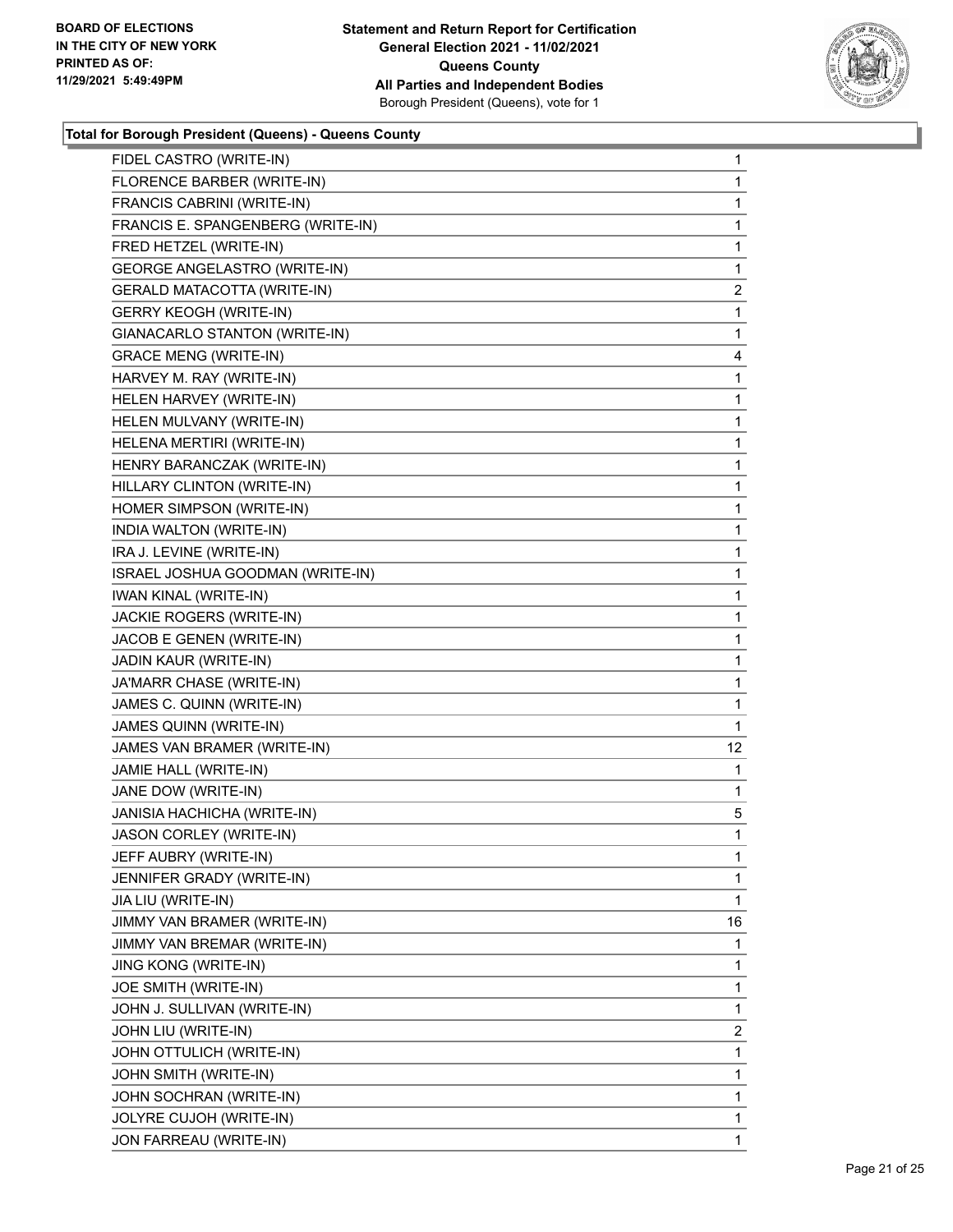**BOARD OF ELECTIONS IN THE CITY OF NEW YORK PRINTED AS OF: 11/29/2021 5:49:49PM**

**Statement and Return Report for Certification General Election 2021 - 11/02/2021 Queens County All Parties and Independent Bodies**
Borough President (Queens), vote for 1

### Total for Borough President (Queens) - Queens County

| | |
|---|---|
| FIDEL CASTRO (WRITE-IN) | 1 |
| FLORENCE BARBER (WRITE-IN) | 1 |
| FRANCIS CABRINI (WRITE-IN) | 1 |
| FRANCIS E. SPANGENBERG (WRITE-IN) | 1 |
| FRED HETZEL (WRITE-IN) | 1 |
| GEORGE ANGELASTRO (WRITE-IN) | 1 |
| GERALD MATACOTTA (WRITE-IN) | 2 |
| GERRY KEOGH (WRITE-IN) | 1 |
| GIANACARLO STANTON (WRITE-IN) | 1 |
| GRACE MENG (WRITE-IN) | 4 |
| HARVEY M. RAY (WRITE-IN) | 1 |
| HELEN HARVEY (WRITE-IN) | 1 |
| HELEN MULVANY (WRITE-IN) | 1 |
| HELENA MERTIRI (WRITE-IN) | 1 |
| HENRY BARANCZAK (WRITE-IN) | 1 |
| HILLARY CLINTON (WRITE-IN) | 1 |
| HOMER SIMPSON (WRITE-IN) | 1 |
| INDIA WALTON (WRITE-IN) | 1 |
| IRA J. LEVINE (WRITE-IN) | 1 |
| ISRAEL JOSHUA GOODMAN (WRITE-IN) | 1 |
| IWAN KINAL (WRITE-IN) | 1 |
| JACKIE ROGERS (WRITE-IN) | 1 |
| JACOB E GENEN (WRITE-IN) | 1 |
| JADIN KAUR (WRITE-IN) | 1 |
| JA'MARR CHASE (WRITE-IN) | 1 |
| JAMES C. QUINN (WRITE-IN) | 1 |
| JAMES QUINN (WRITE-IN) | 1 |
| JAMES VAN BRAMER (WRITE-IN) | 12 |
| JAMIE HALL (WRITE-IN) | 1 |
| JANE DOW (WRITE-IN) | 1 |
| JANISIA HACHICHA (WRITE-IN) | 5 |
| JASON CORLEY (WRITE-IN) | 1 |
| JEFF AUBRY (WRITE-IN) | 1 |
| JENNIFER GRADY (WRITE-IN) | 1 |
| JIA LIU (WRITE-IN) | 1 |
| JIMMY VAN BRAMER (WRITE-IN) | 16 |
| JIMMY VAN BREMAR (WRITE-IN) | 1 |
| JING KONG (WRITE-IN) | 1 |
| JOE SMITH (WRITE-IN) | 1 |
| JOHN J. SULLIVAN (WRITE-IN) | 1 |
| JOHN LIU (WRITE-IN) | 2 |
| JOHN OTTULICH (WRITE-IN) | 1 |
| JOHN SMITH (WRITE-IN) | 1 |
| JOHN SOCHRAN (WRITE-IN) | 1 |
| JOLYRE CUJOH (WRITE-IN) | 1 |
| JON FARREAU (WRITE-IN) | 1 |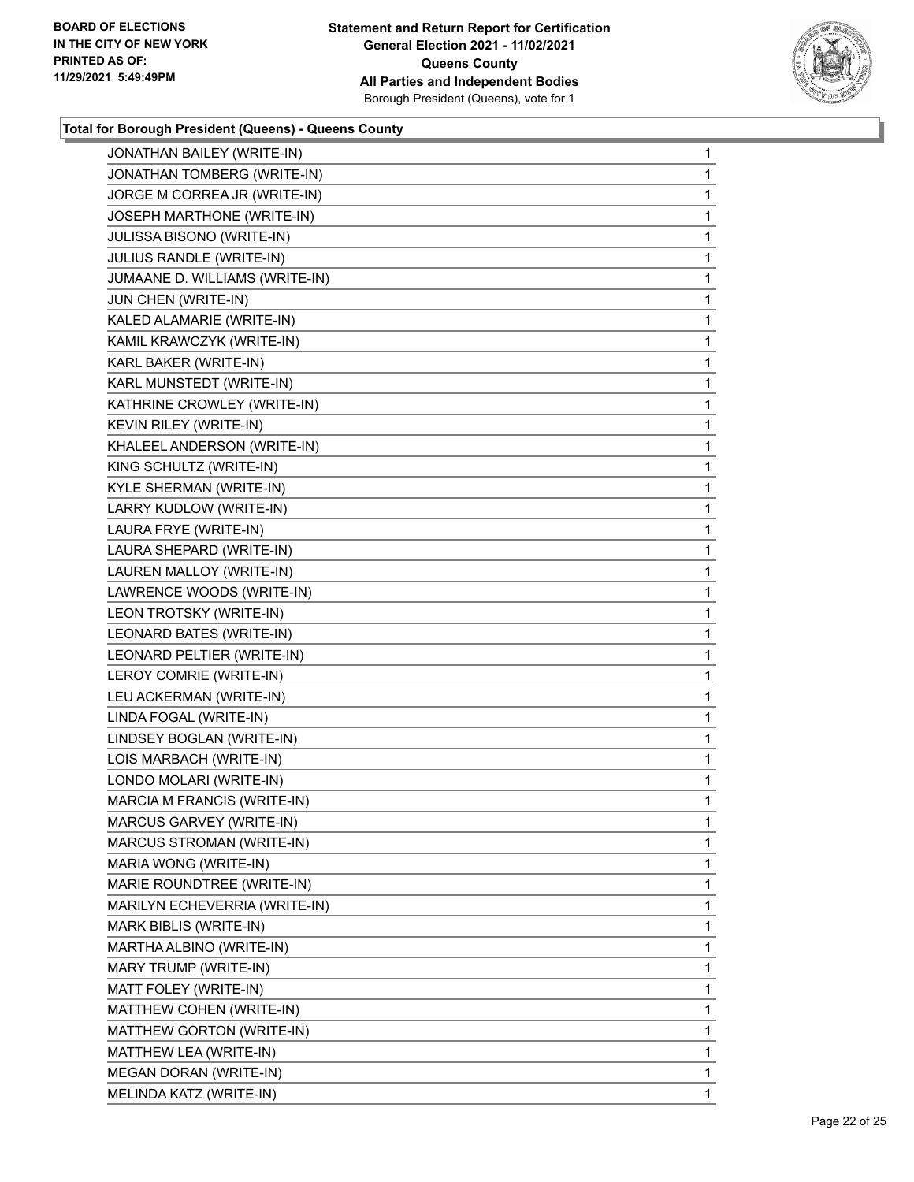**BOARD OF ELECTIONS IN THE CITY OF NEW YORK PRINTED AS OF: 11/29/2021 5:49:49PM**

**Statement and Return Report for Certification General Election 2021 - 11/02/2021 Queens County All Parties and Independent Bodies**
Borough President (Queens), vote for 1

**Total for Borough President (Queens) - Queens County**

| | |
|---|---|
| JONATHAN BAILEY (WRITE-IN) | 1 |
| JONATHAN TOMBERG (WRITE-IN) | 1 |
| JORGE M CORREA JR (WRITE-IN) | 1 |
| JOSEPH MARTHONE (WRITE-IN) | 1 |
| JULISSA BISONO (WRITE-IN) | 1 |
| JULIUS RANDLE (WRITE-IN) | 1 |
| JUMAANE D. WILLIAMS (WRITE-IN) | 1 |
| JUN CHEN (WRITE-IN) | 1 |
| KALED ALAMARIE (WRITE-IN) | 1 |
| KAMIL KRAWCZYK (WRITE-IN) | 1 |
| KARL BAKER (WRITE-IN) | 1 |
| KARL MUNSTEDT (WRITE-IN) | 1 |
| KATHRINE CROWLEY (WRITE-IN) | 1 |
| KEVIN RILEY (WRITE-IN) | 1 |
| KHALEEL ANDERSON (WRITE-IN) | 1 |
| KING SCHULTZ (WRITE-IN) | 1 |
| KYLE SHERMAN (WRITE-IN) | 1 |
| LARRY KUDLOW (WRITE-IN) | 1 |
| LAURA FRYE (WRITE-IN) | 1 |
| LAURA SHEPARD (WRITE-IN) | 1 |
| LAUREN MALLOY (WRITE-IN) | 1 |
| LAWRENCE WOODS (WRITE-IN) | 1 |
| LEON TROTSKY (WRITE-IN) | 1 |
| LEONARD BATES (WRITE-IN) | 1 |
| LEONARD PELTIER (WRITE-IN) | 1 |
| LEROY COMRIE (WRITE-IN) | 1 |
| LEU ACKERMAN (WRITE-IN) | 1 |
| LINDA FOGAL (WRITE-IN) | 1 |
| LINDSEY BOGLAN (WRITE-IN) | 1 |
| LOIS MARBACH (WRITE-IN) | 1 |
| LONDO MOLARI (WRITE-IN) | 1 |
| MARCIA M FRANCIS (WRITE-IN) | 1 |
| MARCUS GARVEY (WRITE-IN) | 1 |
| MARCUS STROMAN (WRITE-IN) | 1 |
| MARIA WONG (WRITE-IN) | 1 |
| MARIE ROUNDTREE (WRITE-IN) | 1 |
| MARILYN ECHEVERRIA (WRITE-IN) | 1 |
| MARK BIBLIS (WRITE-IN) | 1 |
| MARTHA ALBINO (WRITE-IN) | 1 |
| MARY TRUMP (WRITE-IN) | 1 |
| MATT FOLEY (WRITE-IN) | 1 |
| MATTHEW COHEN (WRITE-IN) | 1 |
| MATTHEW GORTON (WRITE-IN) | 1 |
| MATTHEW LEA (WRITE-IN) | 1 |
| MEGAN DORAN (WRITE-IN) | 1 |
| MELINDA KATZ (WRITE-IN) | 1 |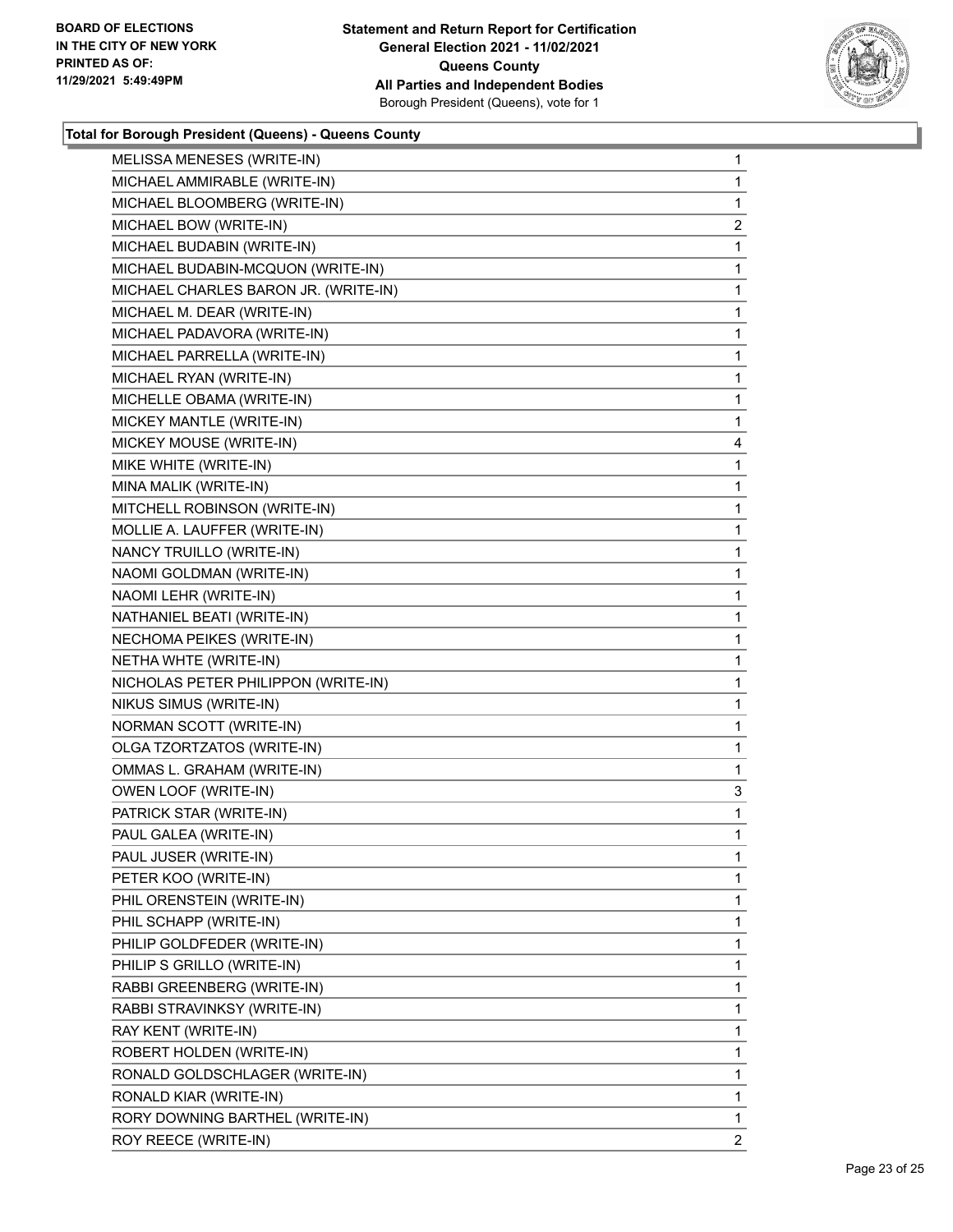**BOARD OF ELECTIONS IN THE CITY OF NEW YORK PRINTED AS OF: 11/29/2021 5:49:49PM**

**Statement and Return Report for Certification General Election 2021 - 11/02/2021 Queens County All Parties and Independent Bodies** Borough President (Queens), vote for 1

### Total for Borough President (Queens) - Queens County

| Candidate | Votes |
|---|---|
| MELISSA MENESES (WRITE-IN) | 1 |
| MICHAEL AMMIRABLE (WRITE-IN) | 1 |
| MICHAEL BLOOMBERG (WRITE-IN) | 1 |
| MICHAEL BOW (WRITE-IN) | 2 |
| MICHAEL BUDABIN (WRITE-IN) | 1 |
| MICHAEL BUDABIN-MCQUON (WRITE-IN) | 1 |
| MICHAEL CHARLES BARON JR. (WRITE-IN) | 1 |
| MICHAEL M. DEAR (WRITE-IN) | 1 |
| MICHAEL PADAVORA (WRITE-IN) | 1 |
| MICHAEL PARRELLA (WRITE-IN) | 1 |
| MICHAEL RYAN (WRITE-IN) | 1 |
| MICHELLE OBAMA (WRITE-IN) | 1 |
| MICKEY MANTLE (WRITE-IN) | 1 |
| MICKEY MOUSE (WRITE-IN) | 4 |
| MIKE WHITE (WRITE-IN) | 1 |
| MINA MALIK (WRITE-IN) | 1 |
| MITCHELL ROBINSON (WRITE-IN) | 1 |
| MOLLIE A. LAUFFER (WRITE-IN) | 1 |
| NANCY TRUILLO (WRITE-IN) | 1 |
| NAOMI GOLDMAN (WRITE-IN) | 1 |
| NAOMI LEHR (WRITE-IN) | 1 |
| NATHANIEL BEATI (WRITE-IN) | 1 |
| NECHOMA PEIKES (WRITE-IN) | 1 |
| NETHA WHTE (WRITE-IN) | 1 |
| NICHOLAS PETER PHILIPPON (WRITE-IN) | 1 |
| NIKUS SIMUS (WRITE-IN) | 1 |
| NORMAN SCOTT (WRITE-IN) | 1 |
| OLGA TZORTZATOS (WRITE-IN) | 1 |
| OMMAS L. GRAHAM (WRITE-IN) | 1 |
| OWEN LOOF (WRITE-IN) | 3 |
| PATRICK STAR (WRITE-IN) | 1 |
| PAUL GALEA (WRITE-IN) | 1 |
| PAUL JUSER (WRITE-IN) | 1 |
| PETER KOO (WRITE-IN) | 1 |
| PHIL ORENSTEIN (WRITE-IN) | 1 |
| PHIL SCHAPP (WRITE-IN) | 1 |
| PHILIP GOLDFEDER (WRITE-IN) | 1 |
| PHILIP S GRILLO (WRITE-IN) | 1 |
| RABBI GREENBERG (WRITE-IN) | 1 |
| RABBI STRAVINKSY (WRITE-IN) | 1 |
| RAY KENT (WRITE-IN) | 1 |
| ROBERT HOLDEN (WRITE-IN) | 1 |
| RONALD GOLDSCHLAGER (WRITE-IN) | 1 |
| RONALD KIAR (WRITE-IN) | 1 |
| RORY DOWNING BARTHEL (WRITE-IN) | 1 |
| ROY REECE (WRITE-IN) | 2 |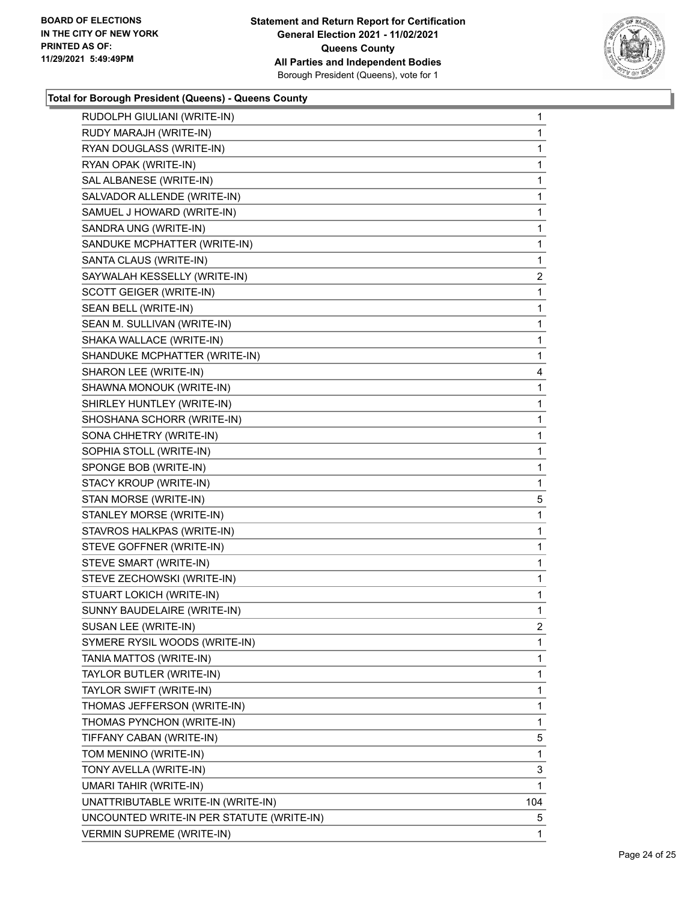**Total for Borough President (Queens) - Queens County**

| Candidate | Votes |
|---|---|
| RUDOLPH GIULIANI (WRITE-IN) | 1 |
| RUDY MARAJH (WRITE-IN) | 1 |
| RYAN DOUGLASS (WRITE-IN) | 1 |
| RYAN OPAK (WRITE-IN) | 1 |
| SAL ALBANESE (WRITE-IN) | 1 |
| SALVADOR ALLENDE (WRITE-IN) | 1 |
| SAMUEL J HOWARD (WRITE-IN) | 1 |
| SANDRA UNG (WRITE-IN) | 1 |
| SANDUKE MCPHATTER (WRITE-IN) | 1 |
| SANTA CLAUS (WRITE-IN) | 1 |
| SAYWALAH KESSELLY (WRITE-IN) | 2 |
| SCOTT GEIGER (WRITE-IN) | 1 |
| SEAN BELL (WRITE-IN) | 1 |
| SEAN M. SULLIVAN (WRITE-IN) | 1 |
| SHAKA WALLACE (WRITE-IN) | 1 |
| SHANDUKE MCPHATTER (WRITE-IN) | 1 |
| SHARON LEE (WRITE-IN) | 4 |
| SHAWNA MONOUK (WRITE-IN) | 1 |
| SHIRLEY HUNTLEY (WRITE-IN) | 1 |
| SHOSHANA SCHORR (WRITE-IN) | 1 |
| SONA CHHETRY (WRITE-IN) | 1 |
| SOPHIA STOLL (WRITE-IN) | 1 |
| SPONGE BOB (WRITE-IN) | 1 |
| STACY KROUP (WRITE-IN) | 1 |
| STAN MORSE (WRITE-IN) | 5 |
| STANLEY MORSE (WRITE-IN) | 1 |
| STAVROS HALKPAS (WRITE-IN) | 1 |
| STEVE GOFFNER (WRITE-IN) | 1 |
| STEVE SMART (WRITE-IN) | 1 |
| STEVE ZECHOWSKI (WRITE-IN) | 1 |
| STUART LOKICH (WRITE-IN) | 1 |
| SUNNY BAUDELAIRE (WRITE-IN) | 1 |
| SUSAN LEE (WRITE-IN) | 2 |
| SYMERE RYSIL WOODS (WRITE-IN) | 1 |
| TANIA MATTOS (WRITE-IN) | 1 |
| TAYLOR BUTLER (WRITE-IN) | 1 |
| TAYLOR SWIFT (WRITE-IN) | 1 |
| THOMAS JEFFERSON (WRITE-IN) | 1 |
| THOMAS PYNCHON (WRITE-IN) | 1 |
| TIFFANY CABAN (WRITE-IN) | 5 |
| TOM MENINO (WRITE-IN) | 1 |
| TONY AVELLA (WRITE-IN) | 3 |
| UMARI TAHIR (WRITE-IN) | 1 |
| UNATTRIBUTABLE WRITE-IN (WRITE-IN) | 104 |
| UNCOUNTED WRITE-IN PER STATUTE (WRITE-IN) | 5 |
| VERMIN SUPREME (WRITE-IN) | 1 |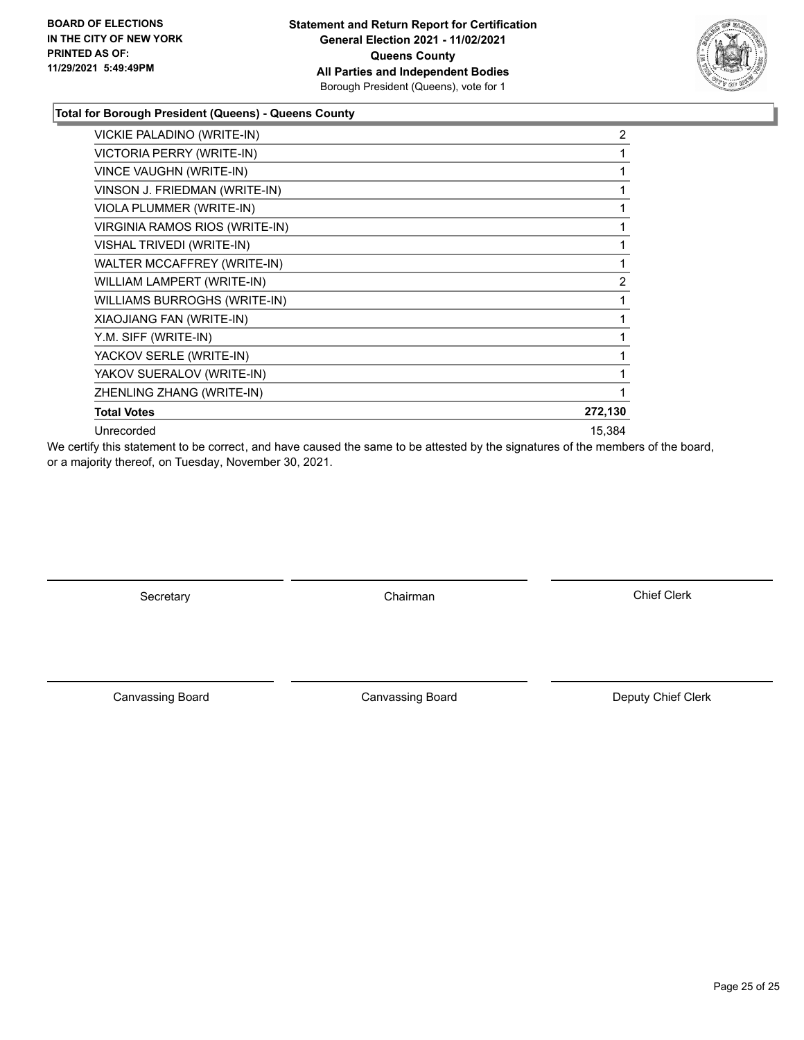**BOARD OF ELECTIONS IN THE CITY OF NEW YORK PRINTED AS OF: 11/29/2021 5:49:49PM**

**Statement and Return Report for Certification General Election 2021 - 11/02/2021 Queens County All Parties and Independent Bodies**
Borough President (Queens), vote for 1

**Total for Borough President (Queens) - Queens County**

| | |
|---|---|
| VICKIE PALADINO (WRITE-IN) | 2 |
| VICTORIA PERRY (WRITE-IN) | 1 |
| VINCE VAUGHN (WRITE-IN) | 1 |
| VINSON J. FRIEDMAN (WRITE-IN) | 1 |
| VIOLA PLUMMER (WRITE-IN) | 1 |
| VIRGINIA RAMOS RIOS (WRITE-IN) | 1 |
| VISHAL TRIVEDI (WRITE-IN) | 1 |
| WALTER MCCAFFREY (WRITE-IN) | 1 |
| WILLIAM LAMPERT (WRITE-IN) | 2 |
| WILLIAMS BURROGHS (WRITE-IN) | 1 |
| XIAOJIANG FAN (WRITE-IN) | 1 |
| Y.M. SIFF (WRITE-IN) | 1 |
| YACKOV SERLE (WRITE-IN) | 1 |
| YAKOV SUERALOV (WRITE-IN) | 1 |
| ZHENLING ZHANG (WRITE-IN) | 1 |
| **Total Votes** | **272,130** |
| Unrecorded | 15,384 |

We certify this statement to be correct, and have caused the same to be attested by the signatures of the members of the board, or a majority thereof, on Tuesday, November 30, 2021.

Secretary

Chairman

Chief Clerk

Canvassing Board

Canvassing Board

Deputy Chief Clerk